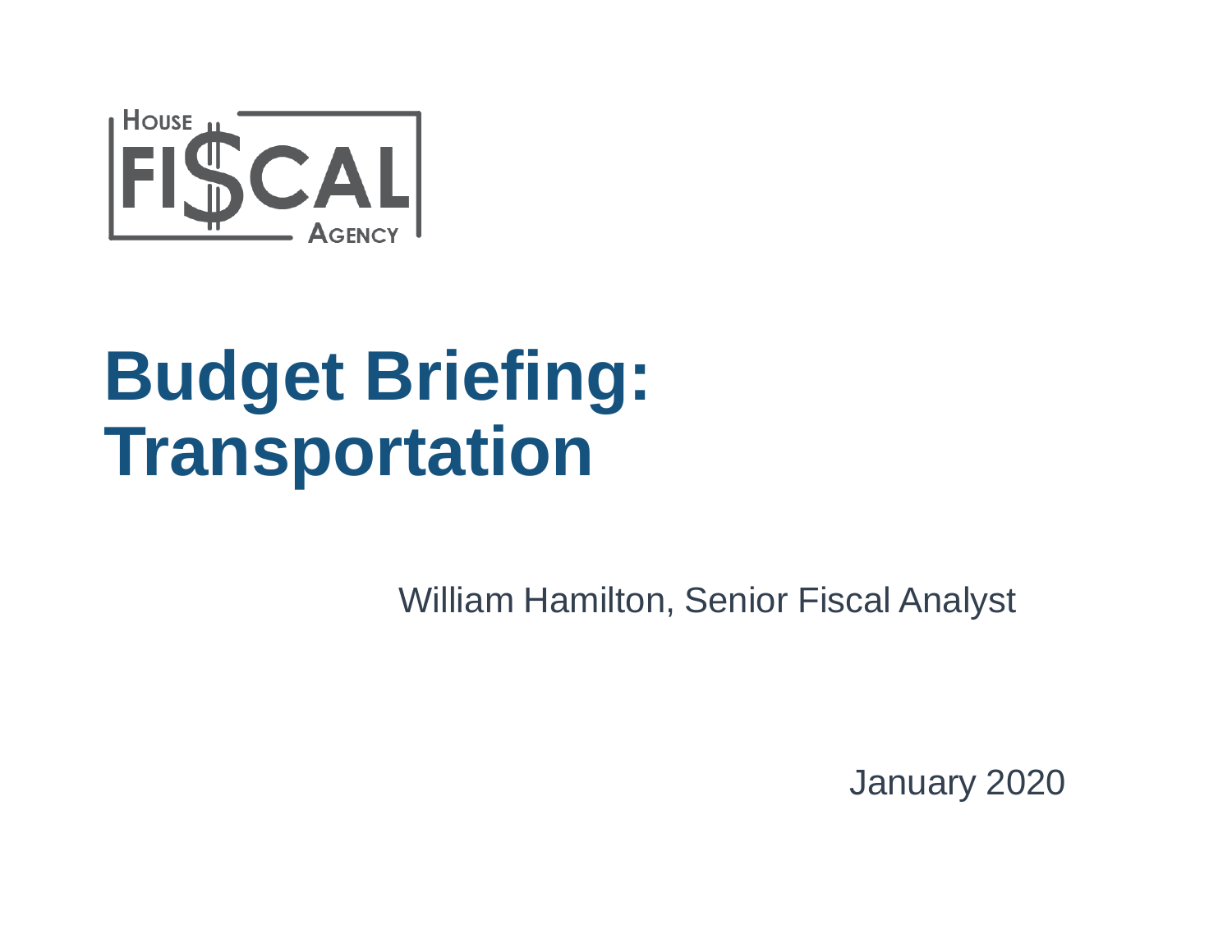HOUSE FISCAL AGENCY

# Budget Briefing: Transportation

William Hamilton, Senior Fiscal Analyst

January 2020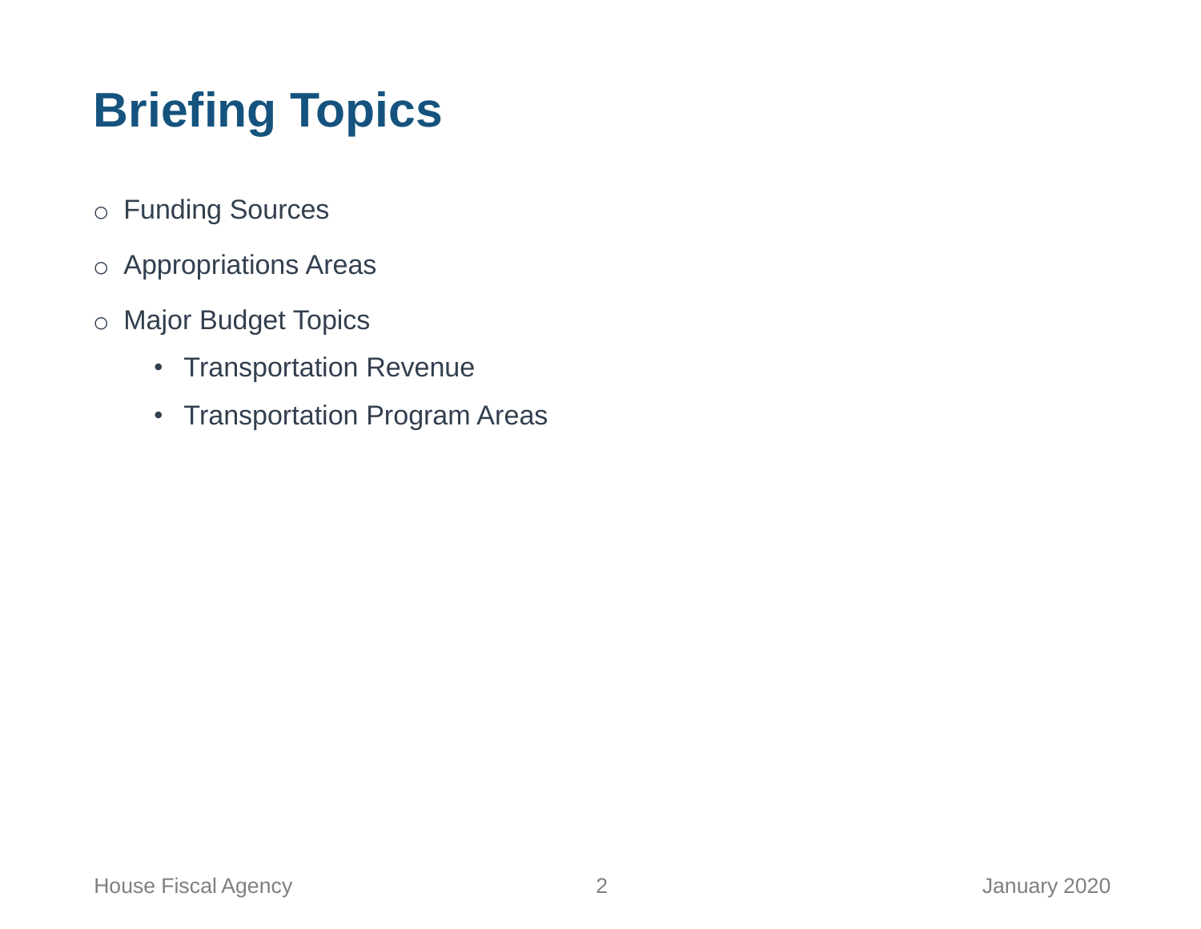# Briefing Topics

- Funding Sources
- Appropriations Areas
- Major Budget Topics
  - Transportation Revenue
  - Transportation Program Areas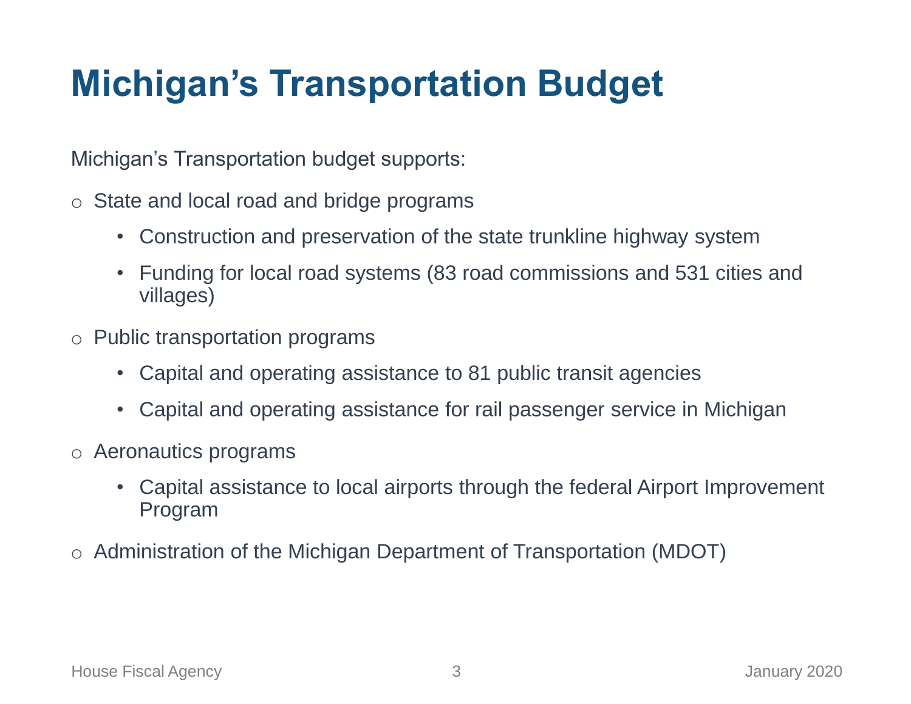# Michigan's Transportation Budget

Michigan's Transportation budget supports:

- State and local road and bridge programs
  - Construction and preservation of the state trunkline highway system
  - Funding for local road systems (83 road commissions and 531 cities and villages)
- Public transportation programs
  - Capital and operating assistance to 81 public transit agencies
  - Capital and operating assistance for rail passenger service in Michigan
- Aeronautics programs
  - Capital assistance to local airports through the federal Airport Improvement Program
- Administration of the Michigan Department of Transportation (MDOT)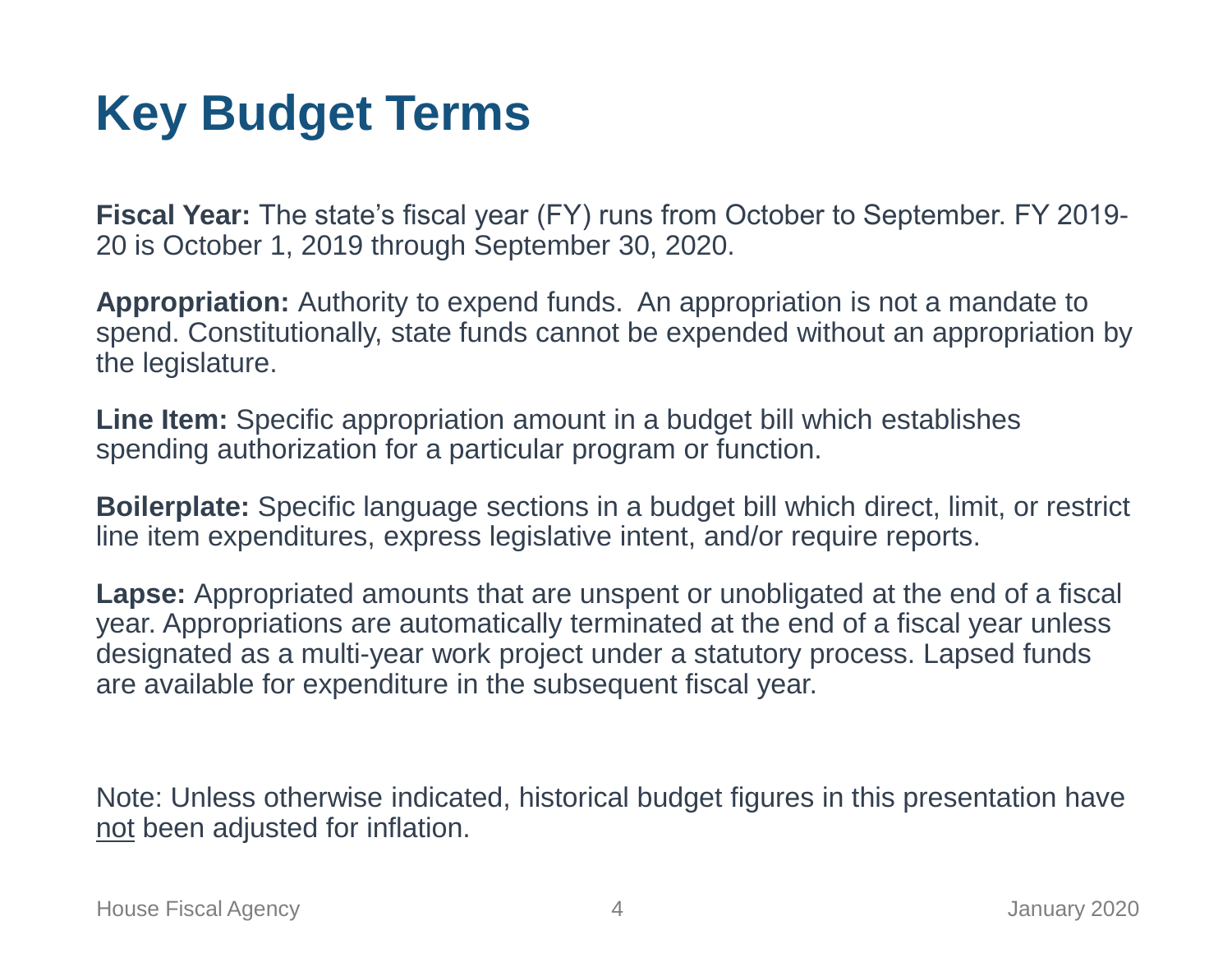# Key Budget Terms

**Fiscal Year:** The state's fiscal year (FY) runs from October to September. FY 2019-20 is October 1, 2019 through September 30, 2020.

**Appropriation:** Authority to expend funds. An appropriation is not a mandate to spend. Constitutionally, state funds cannot be expended without an appropriation by the legislature.

**Line Item:** Specific appropriation amount in a budget bill which establishes spending authorization for a particular program or function.

**Boilerplate:** Specific language sections in a budget bill which direct, limit, or restrict line item expenditures, express legislative intent, and/or require reports.

**Lapse:** Appropriated amounts that are unspent or unobligated at the end of a fiscal year. Appropriations are automatically terminated at the end of a fiscal year unless designated as a multi-year work project under a statutory process. Lapsed funds are available for expenditure in the subsequent fiscal year.

Note: Unless otherwise indicated, historical budget figures in this presentation have <u>not</u> been adjusted for inflation.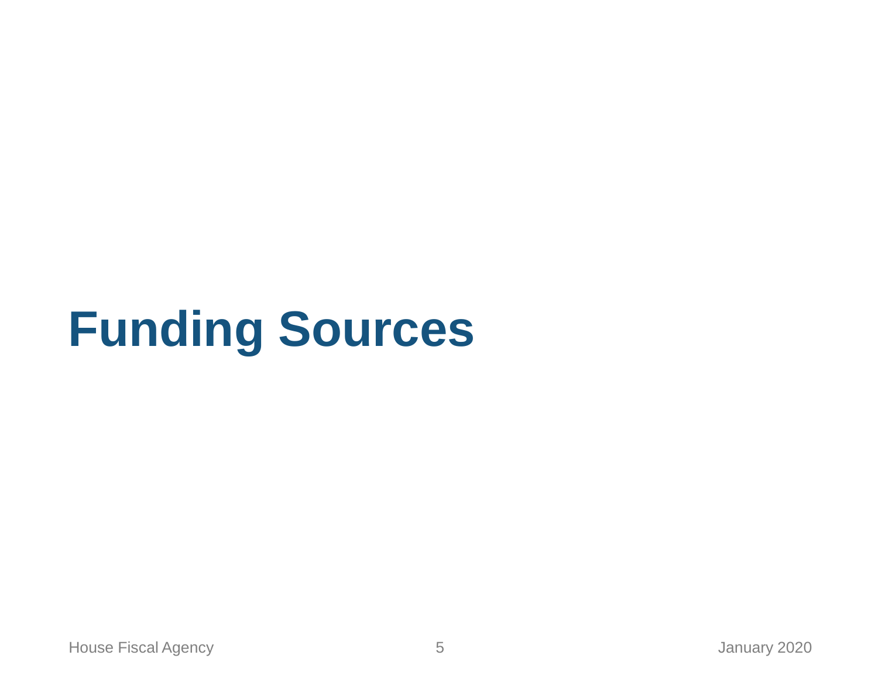# Funding Sources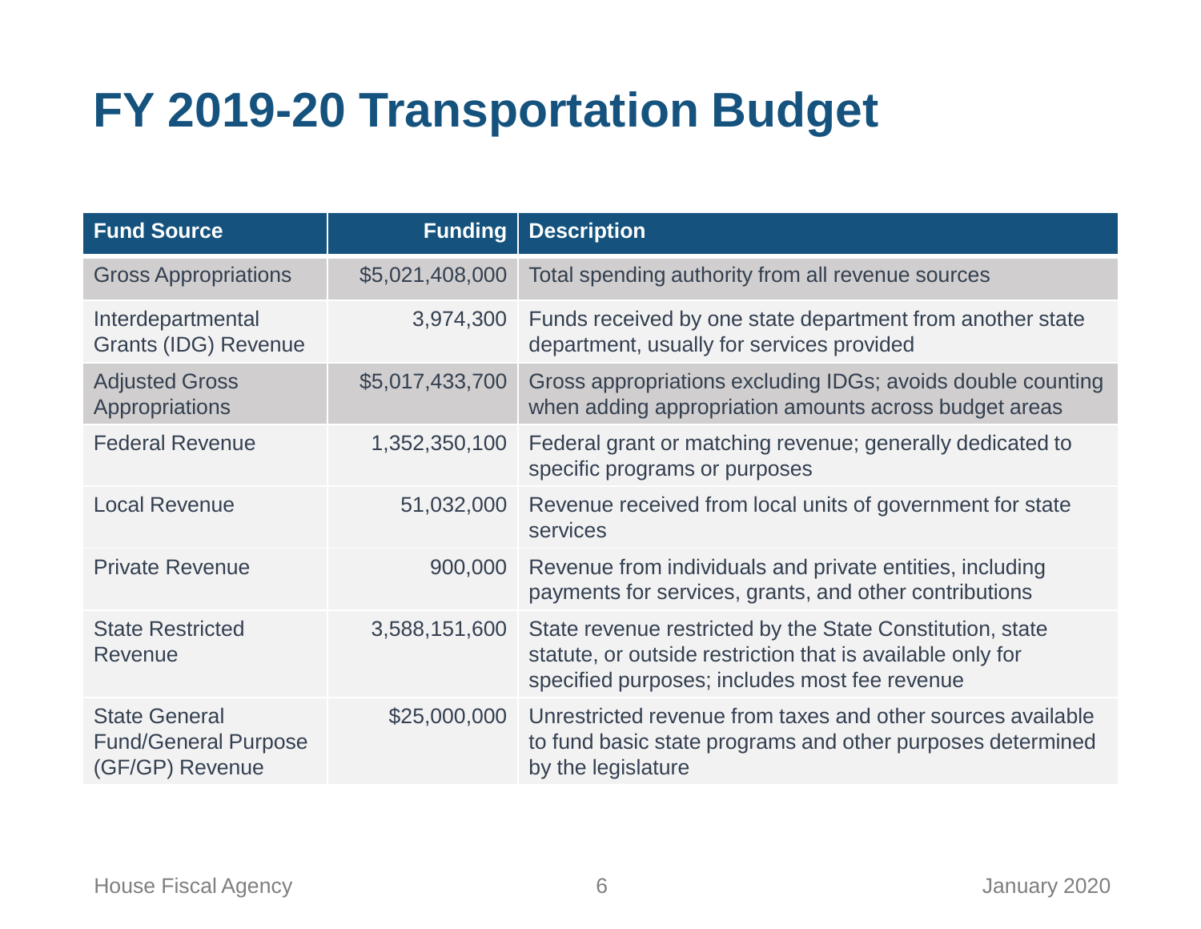# FY 2019-20 Transportation Budget

| Fund Source | Funding | Description |
|---|---:|---|
| Gross Appropriations | $5,021,408,000 | Total spending authority from all revenue sources |
| Interdepartmental Grants (IDG) Revenue | 3,974,300 | Funds received by one state department from another state department, usually for services provided |
| Adjusted Gross Appropriations | $5,017,433,700 | Gross appropriations excluding IDGs; avoids double counting when adding appropriation amounts across budget areas |
| Federal Revenue | 1,352,350,100 | Federal grant or matching revenue; generally dedicated to specific programs or purposes |
| Local Revenue | 51,032,000 | Revenue received from local units of government for state services |
| Private Revenue | 900,000 | Revenue from individuals and private entities, including payments for services, grants, and other contributions |
| State Restricted Revenue | 3,588,151,600 | State revenue restricted by the State Constitution, state statute, or outside restriction that is available only for specified purposes; includes most fee revenue |
| State General Fund/General Purpose (GF/GP) Revenue | $25,000,000 | Unrestricted revenue from taxes and other sources available to fund basic state programs and other purposes determined by the legislature |

House Fiscal Agency January 2020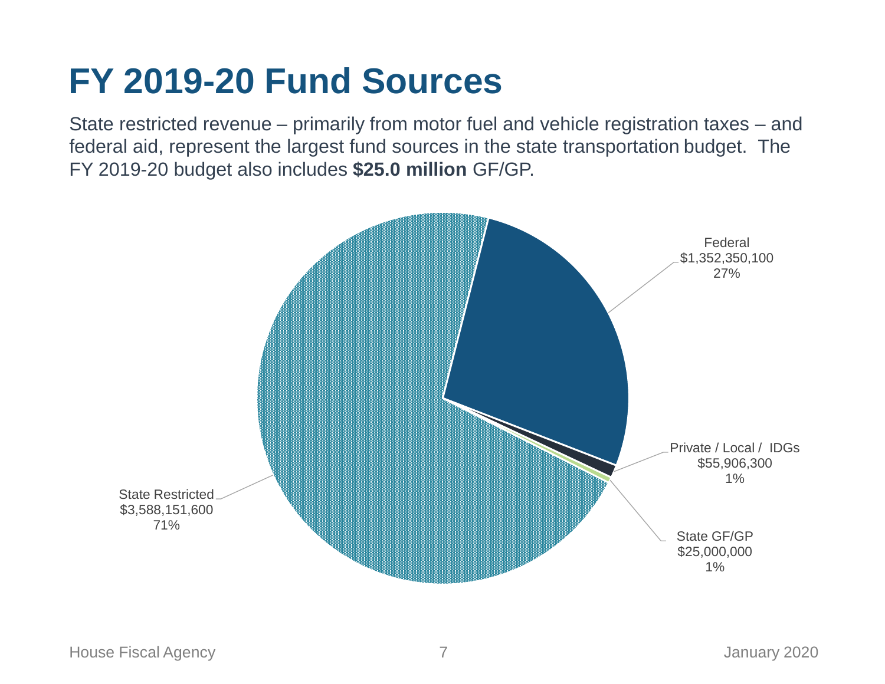# FY 2019-20 Fund Sources

State restricted revenue – primarily from motor fuel and vehicle registration taxes – and federal aid, represent the largest fund sources in the state transportation budget. The FY 2019-20 budget also includes **$25.0 million** GF/GP.

Federal
$1,352,350,100
27%

Private / Local / IDGs
$55,906,300
1%

State GF/GP
$25,000,000
1%

State Restricted
$3,588,151,600
71%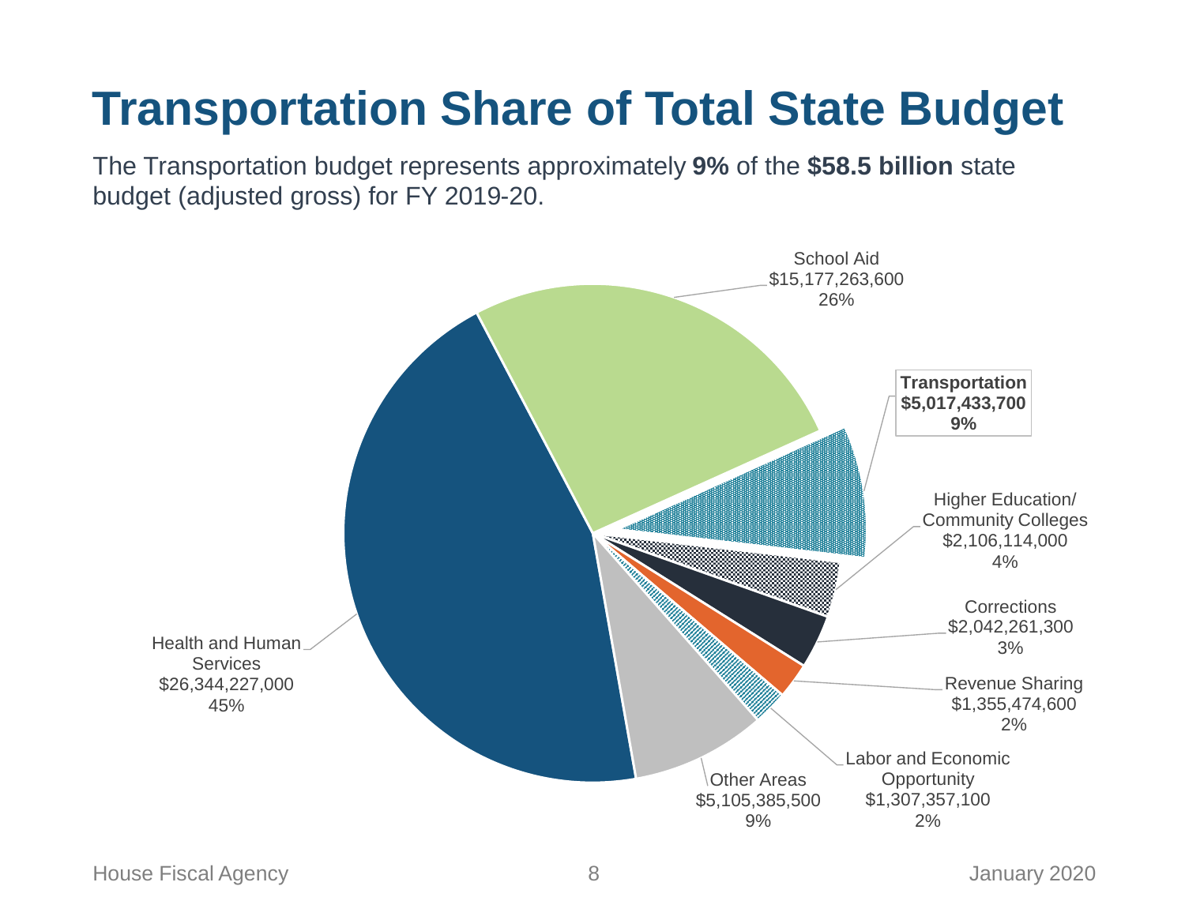# Transportation Share of Total State Budget

The Transportation budget represents approximately **9%** of the **$58.5 billion** state budget (adjusted gross) for FY 2019-20.

School Aid
$15,177,263,600
26%

**Transportation**
**$5,017,433,700**
**9%**

Higher Education/
Community Colleges
$2,106,114,000
4%

Corrections
$2,042,261,300
3%

Revenue Sharing
$1,355,474,600
2%

Labor and Economic
Opportunity
$1,307,357,100
2%

Other Areas
$5,105,385,500
9%

Health and Human
Services
$26,344,227,000
45%

House Fiscal Agency — January 2020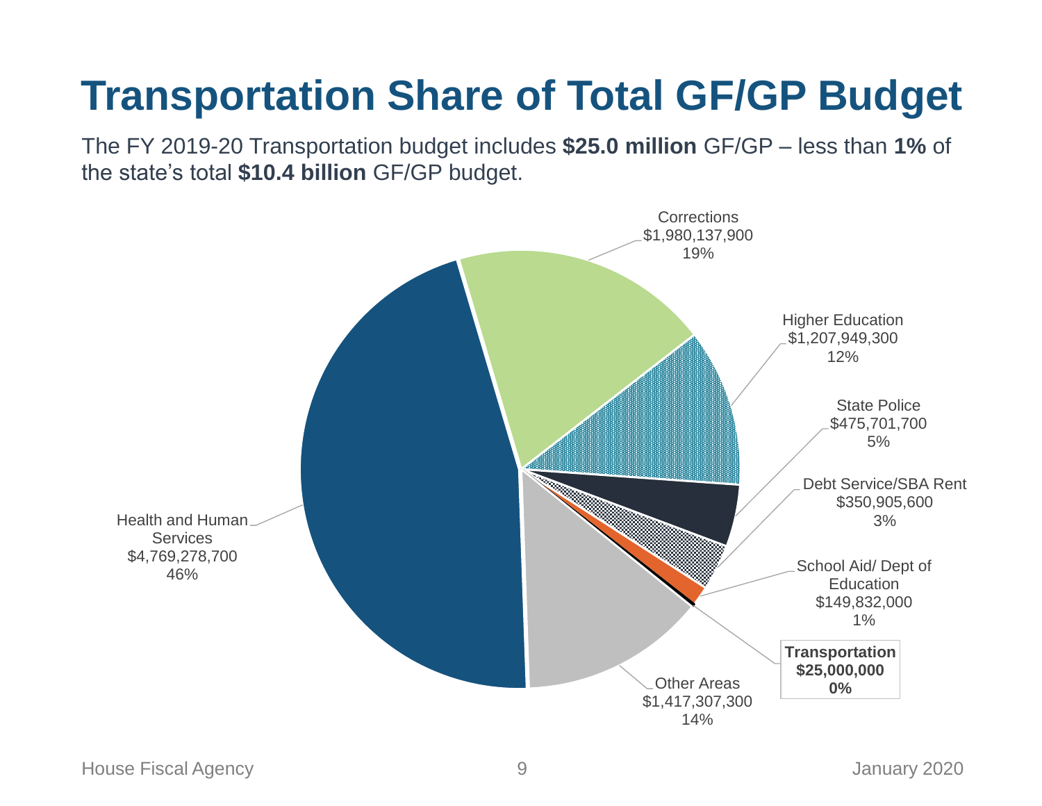# Transportation Share of Total GF/GP Budget

The FY 2019-20 Transportation budget includes **$25.0 million** GF/GP – less than **1%** of the state's total **$10.4 billion** GF/GP budget.

Corrections
$1,980,137,900
19%

Higher Education
$1,207,949,300
12%

State Police
$475,701,700
5%

Debt Service/SBA Rent
$350,905,600
3%

School Aid/ Dept of Education
$149,832,000
1%

**Transportation**
**$25,000,000**
**0%**

Other Areas
$1,417,307,300
14%

Health and Human Services
$4,769,278,700
46%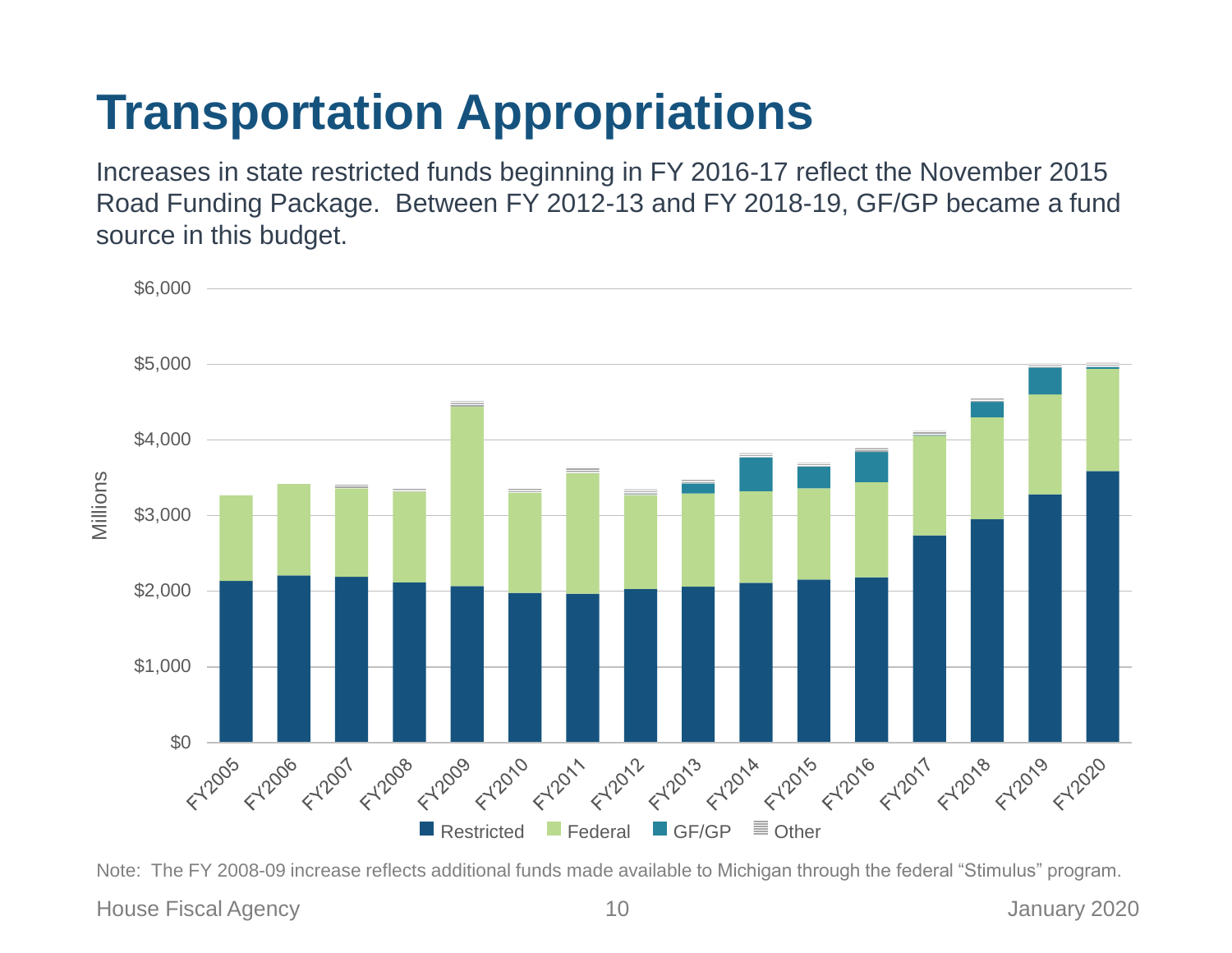# Transportation Appropriations

Increases in state restricted funds beginning in FY 2016-17 reflect the November 2015 Road Funding Package. Between FY 2012-13 and FY 2018-19, GF/GP became a fund source in this budget.

Note: The FY 2008-09 increase reflects additional funds made available to Michigan through the federal "Stimulus" program.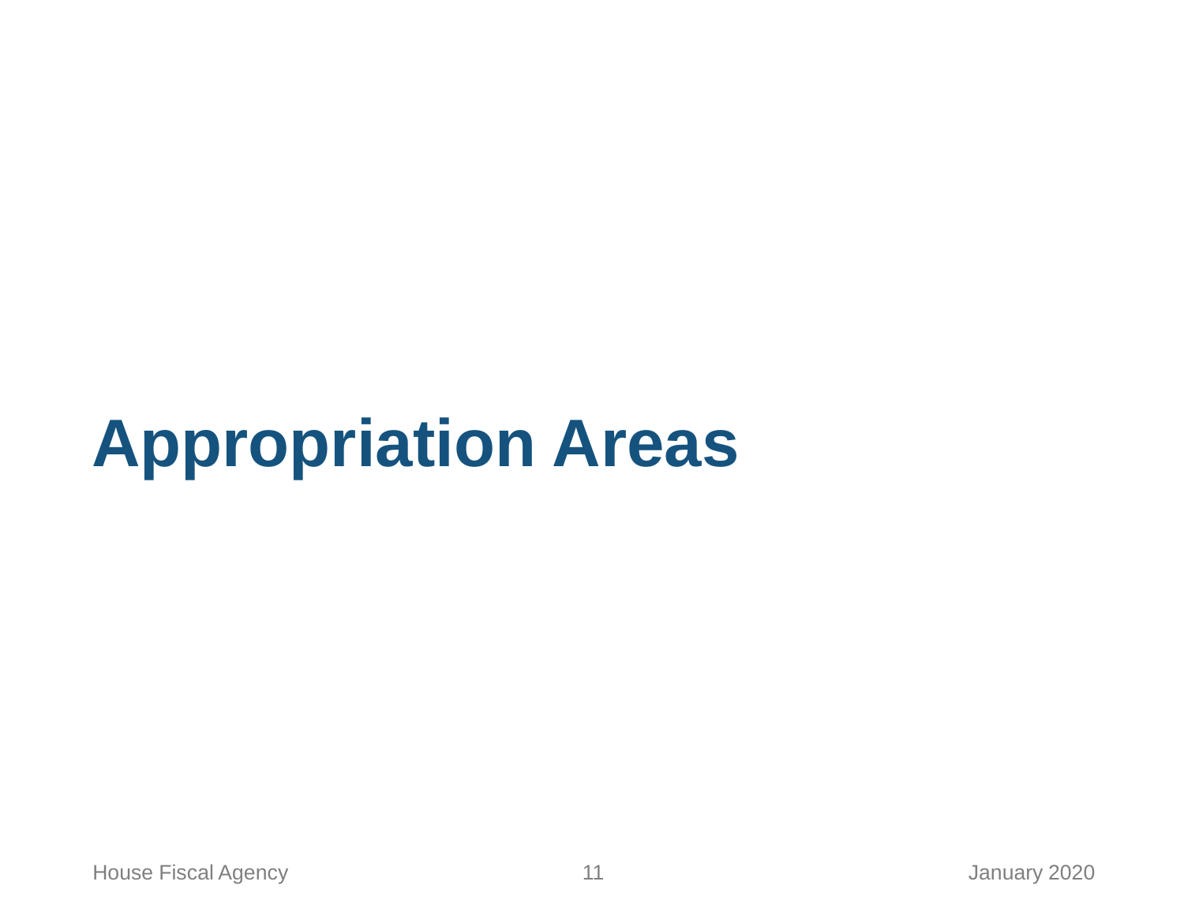# Appropriation Areas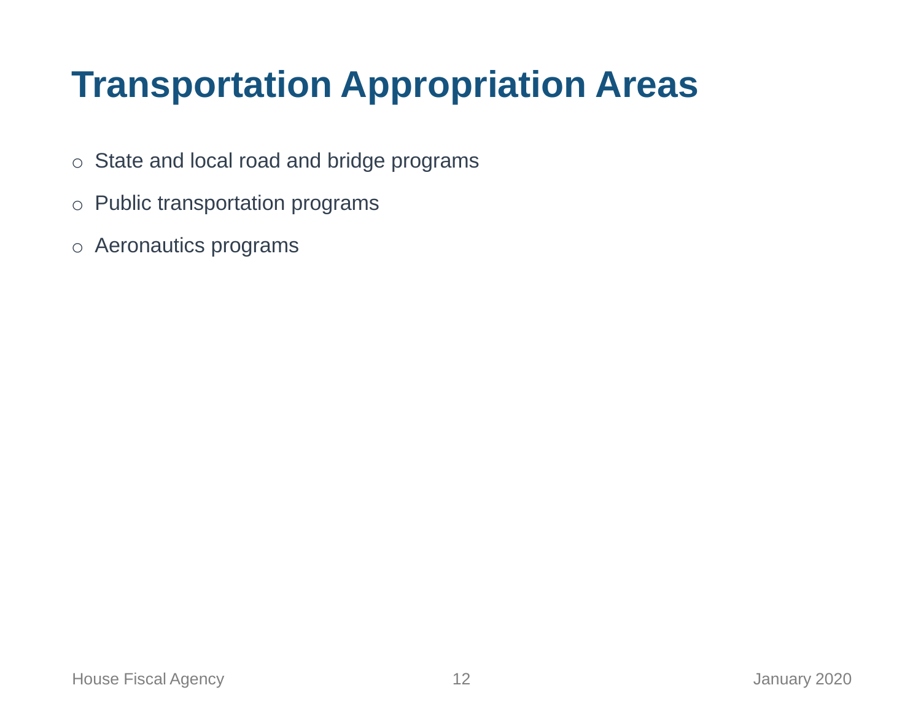# Transportation Appropriation Areas

- State and local road and bridge programs
- Public transportation programs
- Aeronautics programs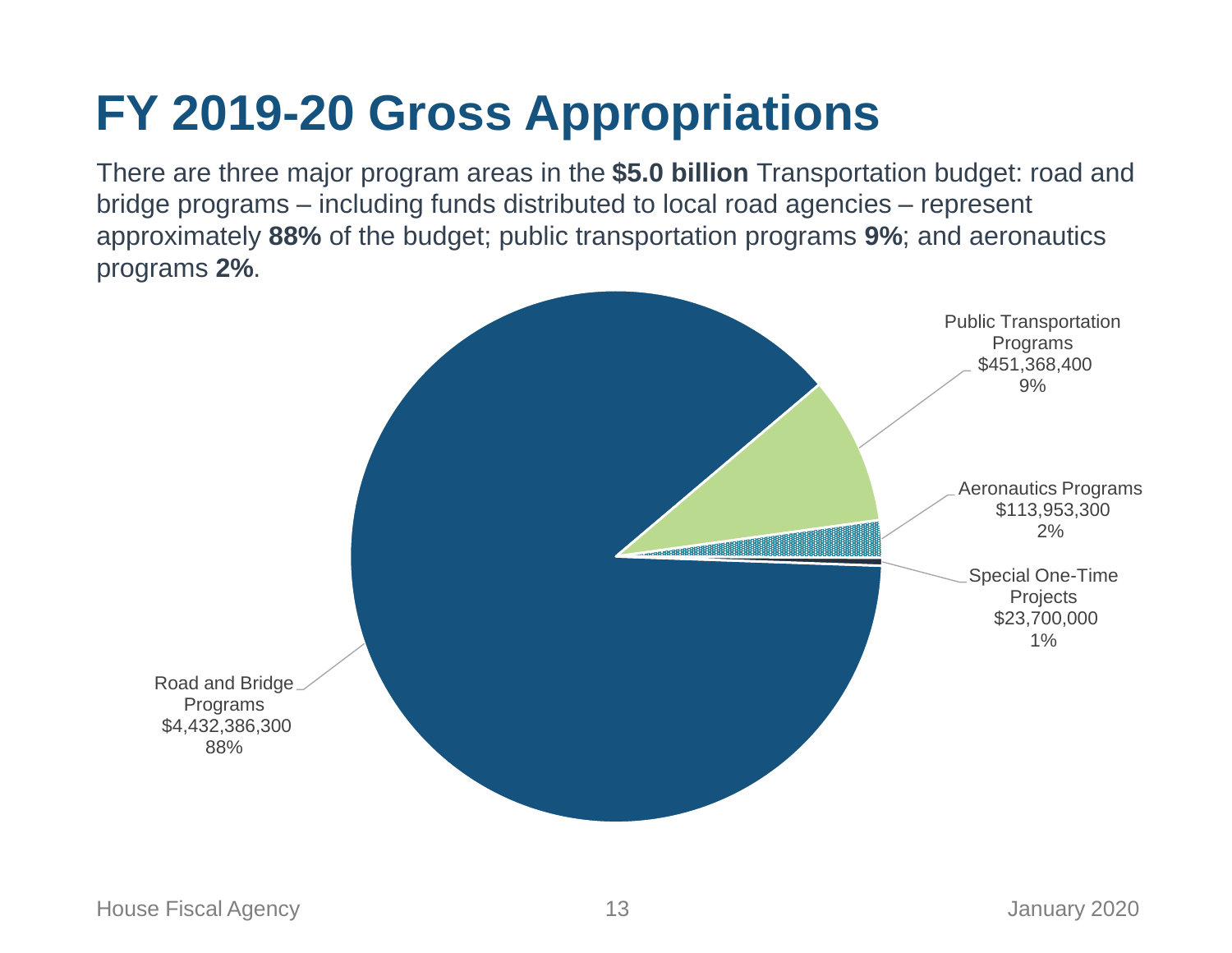# FY 2019-20 Gross Appropriations

There are three major program areas in the **$5.0 billion** Transportation budget: road and bridge programs – including funds distributed to local road agencies – represent approximately **88%** of the budget; public transportation programs **9%**; and aeronautics programs **2%**.

Public Transportation Programs
$451,368,400
9%

Aeronautics Programs
$113,953,300
2%

Special One-Time Projects
$23,700,000
1%

Road and Bridge Programs
$4,432,386,300
88%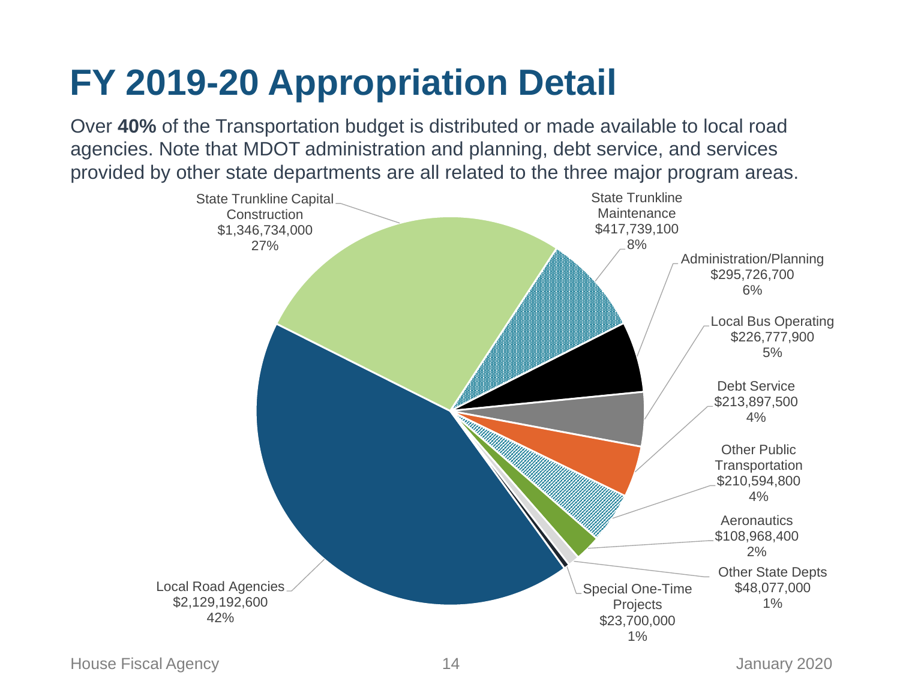# FY 2019-20 Appropriation Detail

Over **40%** of the Transportation budget is distributed or made available to local road agencies. Note that MDOT administration and planning, debt service, and services provided by other state departments are all related to the three major program areas.

| Category | Amount | Percent |
| --- | --- | --- |
| Local Road Agencies | $2,129,192,600 | 42% |
| State Trunkline Capital Construction | $1,346,734,000 | 27% |
| State Trunkline Maintenance | $417,739,100 | 8% |
| Administration/Planning | $295,726,700 | 6% |
| Local Bus Operating | $226,777,900 | 5% |
| Debt Service | $213,897,500 | 4% |
| Other Public Transportation | $210,594,800 | 4% |
| Aeronautics | $108,968,400 | 2% |
| Other State Depts | $48,077,000 | 1% |
| Special One-Time Projects | $23,700,000 | 1% |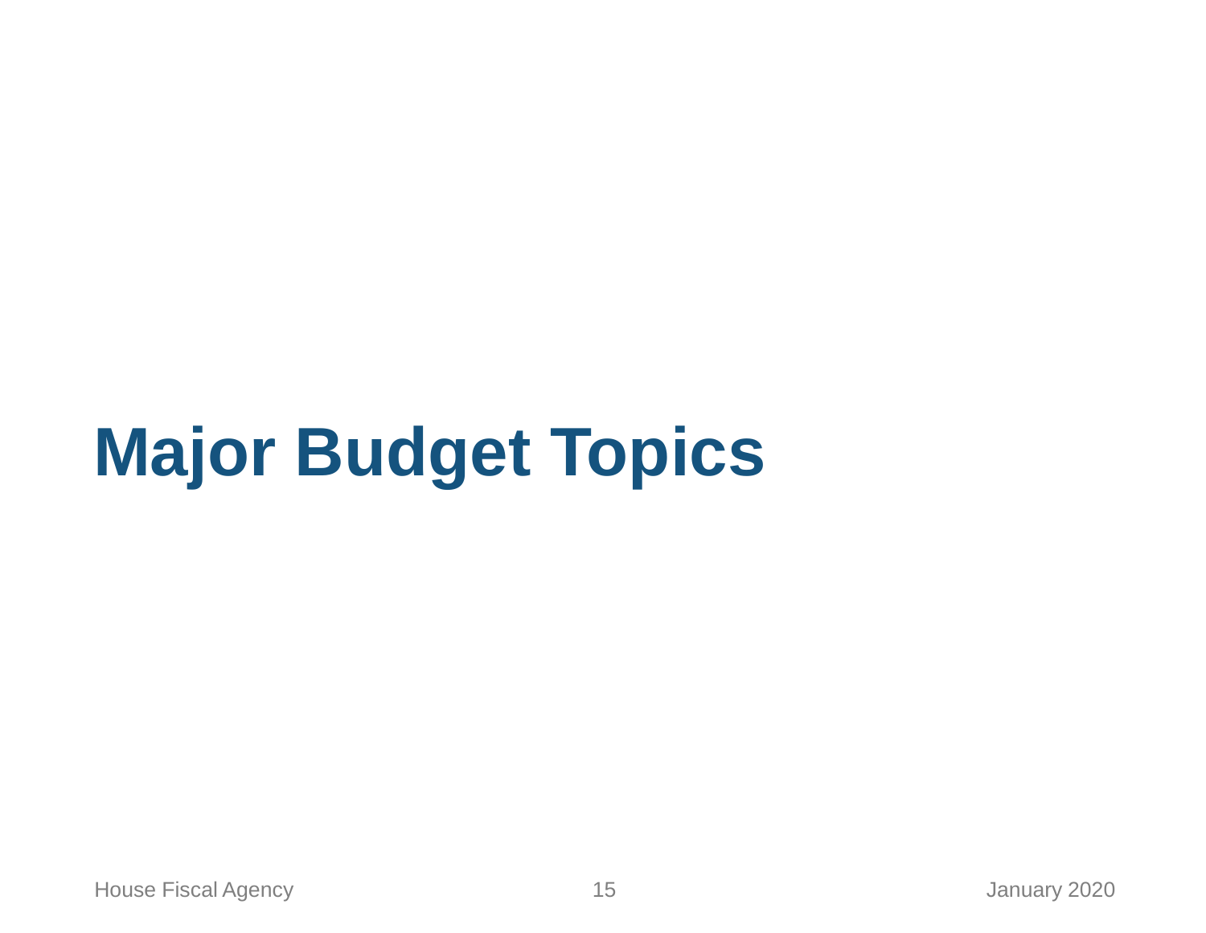# Major Budget Topics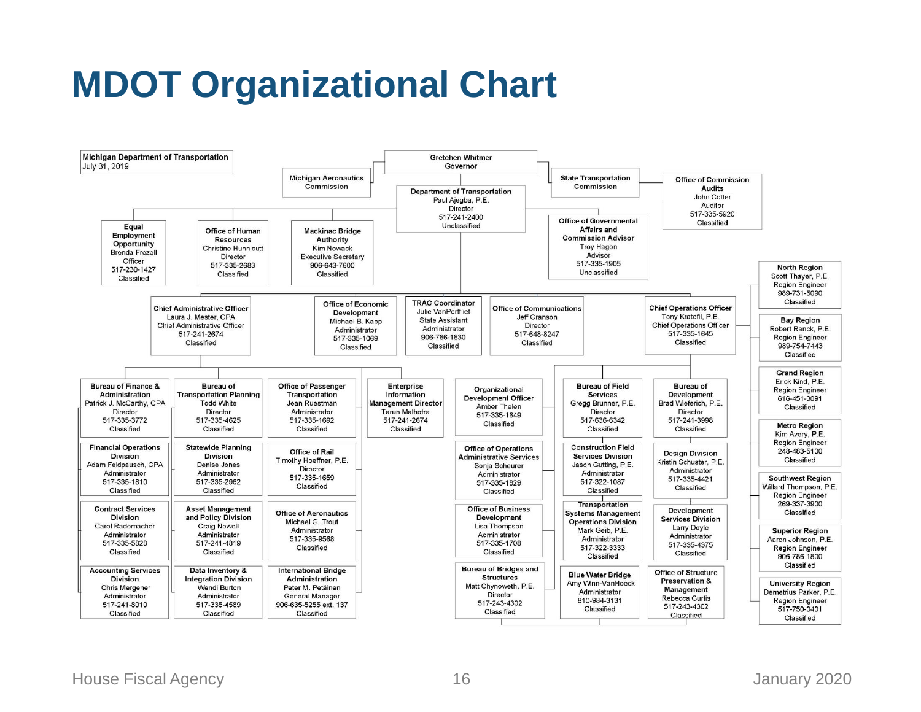# MDOT Organizational Chart

**Michigan Department of Transportation**
July 31, 2019

**Gretchen Whitmer**
Governor

- **Michigan Aeronautics Commission**
- **State Transportation Commission**
  - **Office of Commission Audits** — John Cotter, Auditor, 517-335-5920, Classified

**Department of Transportation**
Paul Ajegba, P.E., Director, 517-241-2400, Unclassified

- **Equal Employment Opportunity** — Brenda Frezell, Officer, 517-230-1427, Classified
- **Office of Human Resources** — Christine Hunnicutt, Director, 517-335-2683, Classified
- **Mackinac Bridge Authority** — Kim Nowack, Executive Secretary, 906-643-7600, Classified
- **Office of Governmental Affairs and Commission Advisor** — Troy Hagon, Advisor, 517-335-1905, Unclassified
- **Chief Administrative Officer** — Laura J. Mester, CPA, Chief Administrative Officer, 517-241-2674, Classified
  - **Bureau of Finance & Administration** — Patrick J. McCarthy, CPA, Director, 517-335-3772, Classified
    - **Financial Operations Division** — Adam Feldpausch, CPA, Administrator, 517-335-1810, Classified
    - **Contract Services Division** — Carol Rademacher, Administrator, 517-335-5828, Classified
    - **Accounting Services Division** — Chris Mergener, Administrator, 517-241-8010, Classified
  - **Bureau of Transportation Planning** — Todd White, Director, 517-335-4625, Classified
    - **Statewide Planning Division** — Denise Jones, Administrator, 517-335-2962, Classified
    - **Asset Management and Policy Division** — Craig Newell, Administrator, 517-241-4819, Classified
    - **Data Inventory & Integration Division** — Wendi Burton, Administrator, 517-335-4589, Classified
  - **Office of Passenger Transportation** — Jean Ruestman, Administrator, 517-335-1692, Classified
    - **Office of Rail** — Timothy Hoeffner, P.E., Director, 517-335-1659, Classified
    - **Office of Aeronautics** — Michael G. Trout, Administrator, 517-335-9568, Classified
    - **International Bridge Administration** — Peter M. Petäinen, General Manager, 906-635-5255 ext. 137, Classified
  - **Enterprise Information Management Director** — Tarun Malhotra, 517-241-2674, Classified
- **Office of Economic Development** — Michael B. Kapp, Administrator, 517-335-1069, Classified
- **TRAC Coordinator** — Julie VanPortfliet, State Assistant Administrator, 906-786-1830, Classified
- **Office of Communications** — Jeff Cranson, Director, 517-648-8247, Classified
- **Chief Operations Officer** — Tony Kratofil, P.E., Chief Operations Officer, 517-335-1645, Classified
  - **Organizational Development Officer** — Amber Thelen, 517-335-1649, Classified
  - **Office of Operations Administrative Services** — Sonja Scheurer, Administrator, 517-335-1829, Classified
  - **Office of Business Development** — Lisa Thompson, Administrator, 517-335-1708, Classified
  - **Bureau of Bridges and Structures** — Matt Chynoweth, P.E., Director, 517-243-4302, Classified
  - **Bureau of Field Services** — Gregg Brunner, P.E., Director, 517-636-6342, Classified
    - **Construction Field Services Division** — Jason Gutting, P.E., Administrator, 517-322-1087, Classified
    - **Transportation Systems Management Operations Division** — Mark Geib, P.E., Administrator, 517-322-3333, Classified
    - **Blue Water Bridge** — Amy Winn-VanHoeck, Administrator, 810-984-3131, Classified
  - **Bureau of Development** — Brad Wieferich, P.E., Director, 517-241-3998, Classified
    - **Design Division** — Kristin Schuster, P.E., Administrator, 517-335-4421, Classified
    - **Development Services Division** — Larry Doyle, Administrator, 517-335-4375, Classified
    - **Office of Structure Preservation & Management** — Rebecca Curtis, 517-243-4302, Classified
  - **North Region** — Scott Thayer, P.E., Region Engineer, 989-731-5090, Classified
  - **Bay Region** — Robert Ranck, P.E., Region Engineer, 989-754-7443, Classified
  - **Grand Region** — Erick Kind, P.E., Region Engineer, 616-451-3091, Classified
  - **Metro Region** — Kim Avery, P.E., Region Engineer, 248-483-5100, Classified
  - **Southwest Region** — Willard Thompson, P.E., Region Engineer, 269-337-3900, Classified
  - **Superior Region** — Aaron Johnson, P.E., Region Engineer, 906-786-1800, Classified
  - **University Region** — Demetrius Parker, P.E., Region Engineer, 517-750-0401, Classified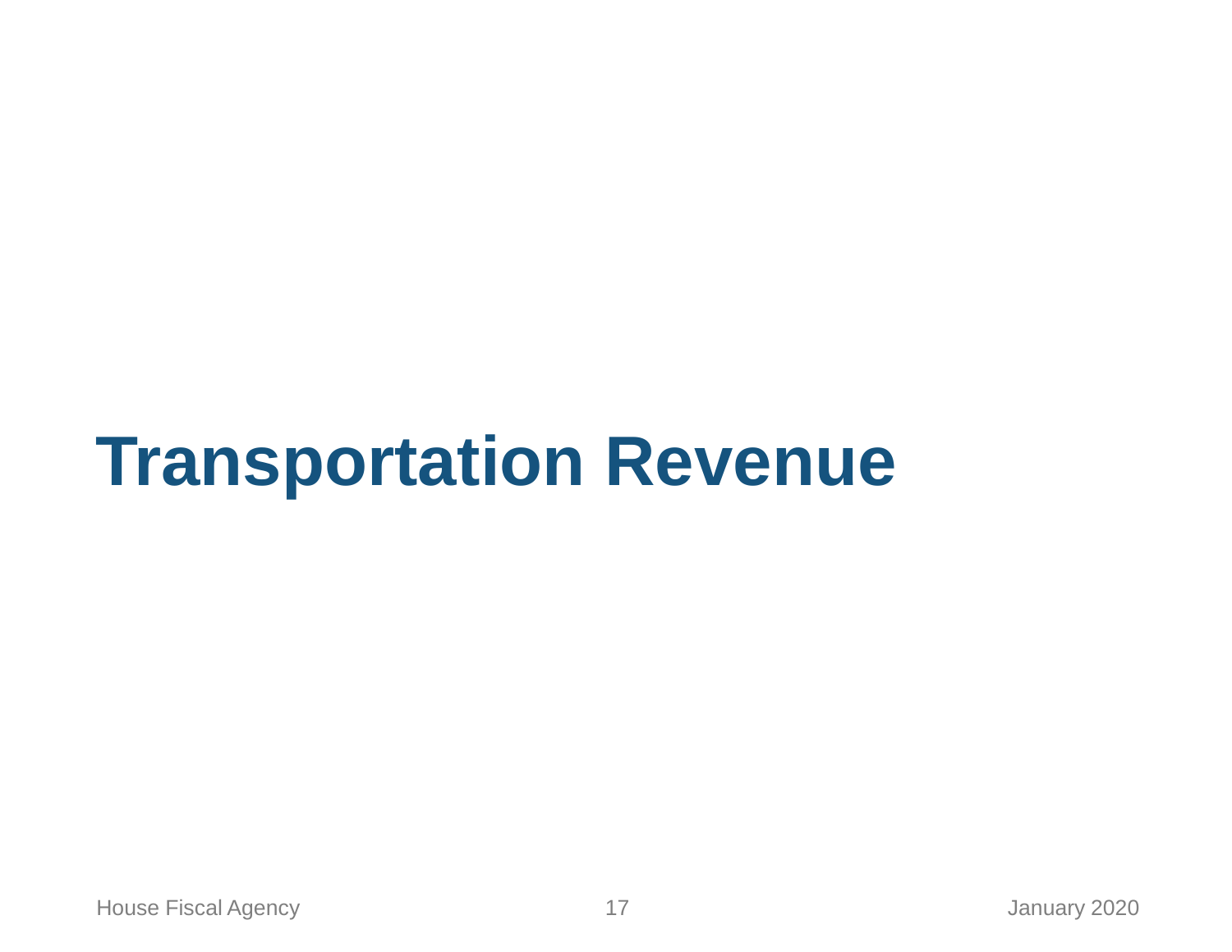# Transportation Revenue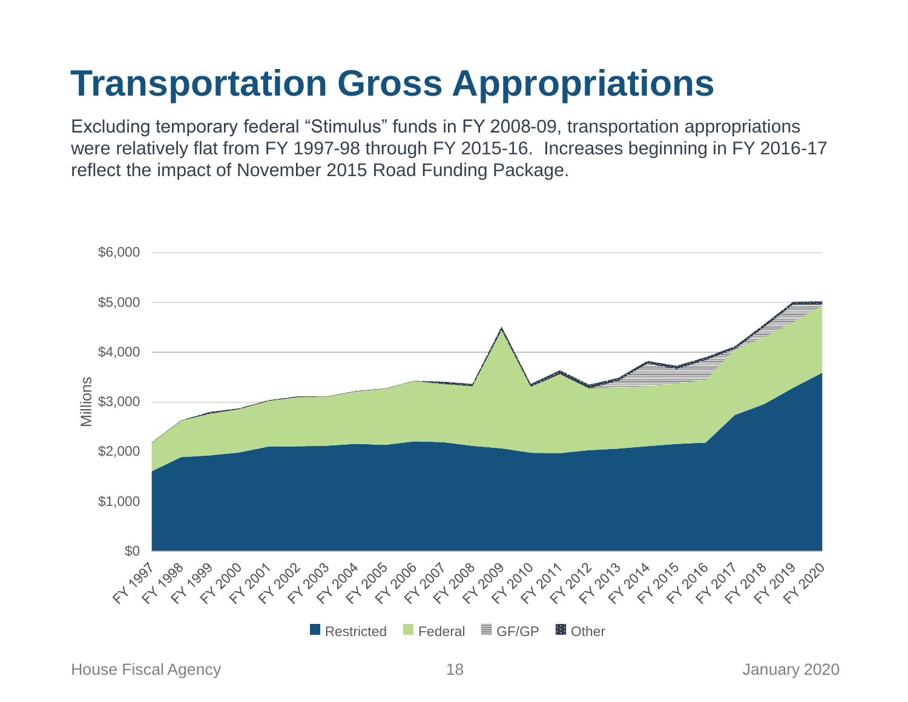# Transportation Gross Appropriations

Excluding temporary federal “Stimulus” funds in FY 2008-09, transportation appropriations were relatively flat from FY 1997-98 through FY 2015-16.  Increases beginning in FY 2016-17 reflect the impact of November 2015 Road Funding Package.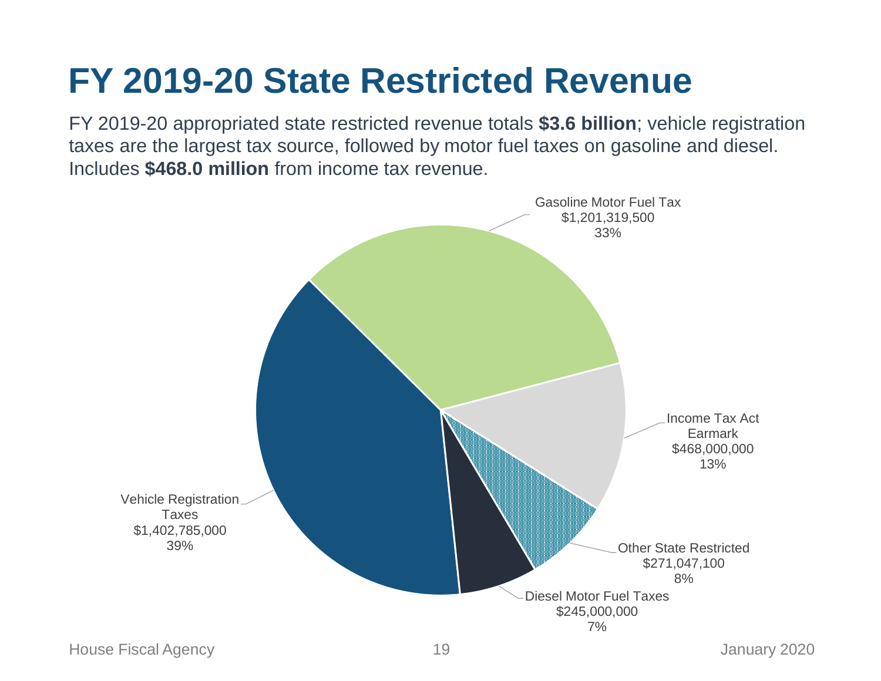# FY 2019-20 State Restricted Revenue

FY 2019-20 appropriated state restricted revenue totals **$3.6 billion**; vehicle registration taxes are the largest tax source, followed by motor fuel taxes on gasoline and diesel. Includes **$468.0 million** from income tax revenue.

| Source | Amount | Percent |
|---|---|---|
| Vehicle Registration Taxes | $1,402,785,000 | 39% |
| Gasoline Motor Fuel Tax | $1,201,319,500 | 33% |
| Income Tax Act Earmark | $468,000,000 | 13% |
| Other State Restricted | $271,047,100 | 8% |
| Diesel Motor Fuel Taxes | $245,000,000 | 7% |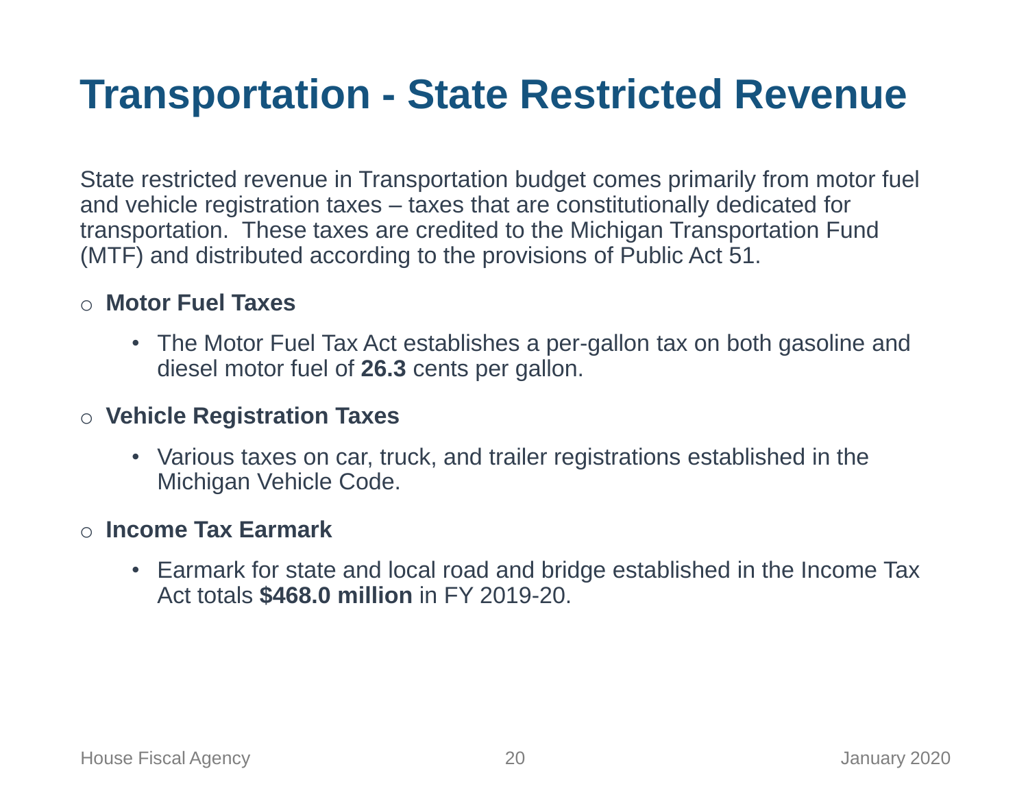# Transportation - State Restricted Revenue

State restricted revenue in Transportation budget comes primarily from motor fuel and vehicle registration taxes – taxes that are constitutionally dedicated for transportation. These taxes are credited to the Michigan Transportation Fund (MTF) and distributed according to the provisions of Public Act 51.

- **Motor Fuel Taxes**
  - The Motor Fuel Tax Act establishes a per-gallon tax on both gasoline and diesel motor fuel of **26.3** cents per gallon.
- **Vehicle Registration Taxes**
  - Various taxes on car, truck, and trailer registrations established in the Michigan Vehicle Code.
- **Income Tax Earmark**
  - Earmark for state and local road and bridge established in the Income Tax Act totals **$468.0 million** in FY 2019-20.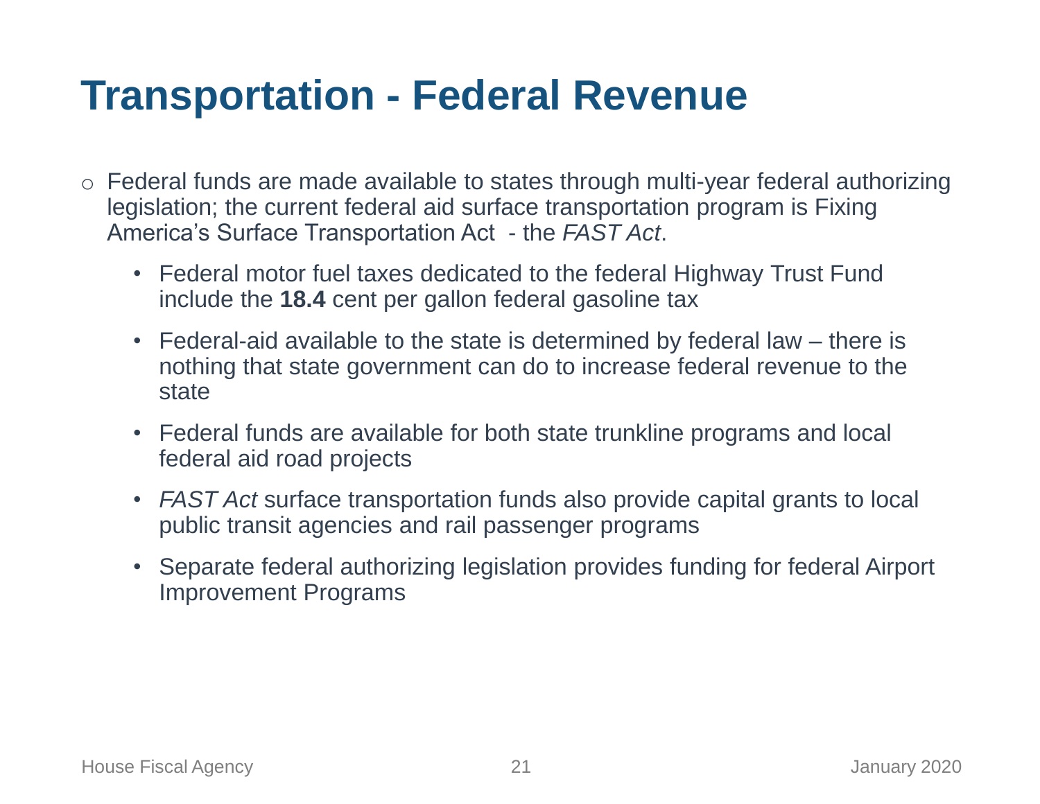# Transportation - Federal Revenue

- Federal funds are made available to states through multi-year federal authorizing legislation; the current federal aid surface transportation program is Fixing America's Surface Transportation Act - the *FAST Act*.
  - Federal motor fuel taxes dedicated to the federal Highway Trust Fund include the **18.4** cent per gallon federal gasoline tax
  - Federal-aid available to the state is determined by federal law – there is nothing that state government can do to increase federal revenue to the state
  - Federal funds are available for both state trunkline programs and local federal aid road projects
  - *FAST Act* surface transportation funds also provide capital grants to local public transit agencies and rail passenger programs
  - Separate federal authorizing legislation provides funding for federal Airport Improvement Programs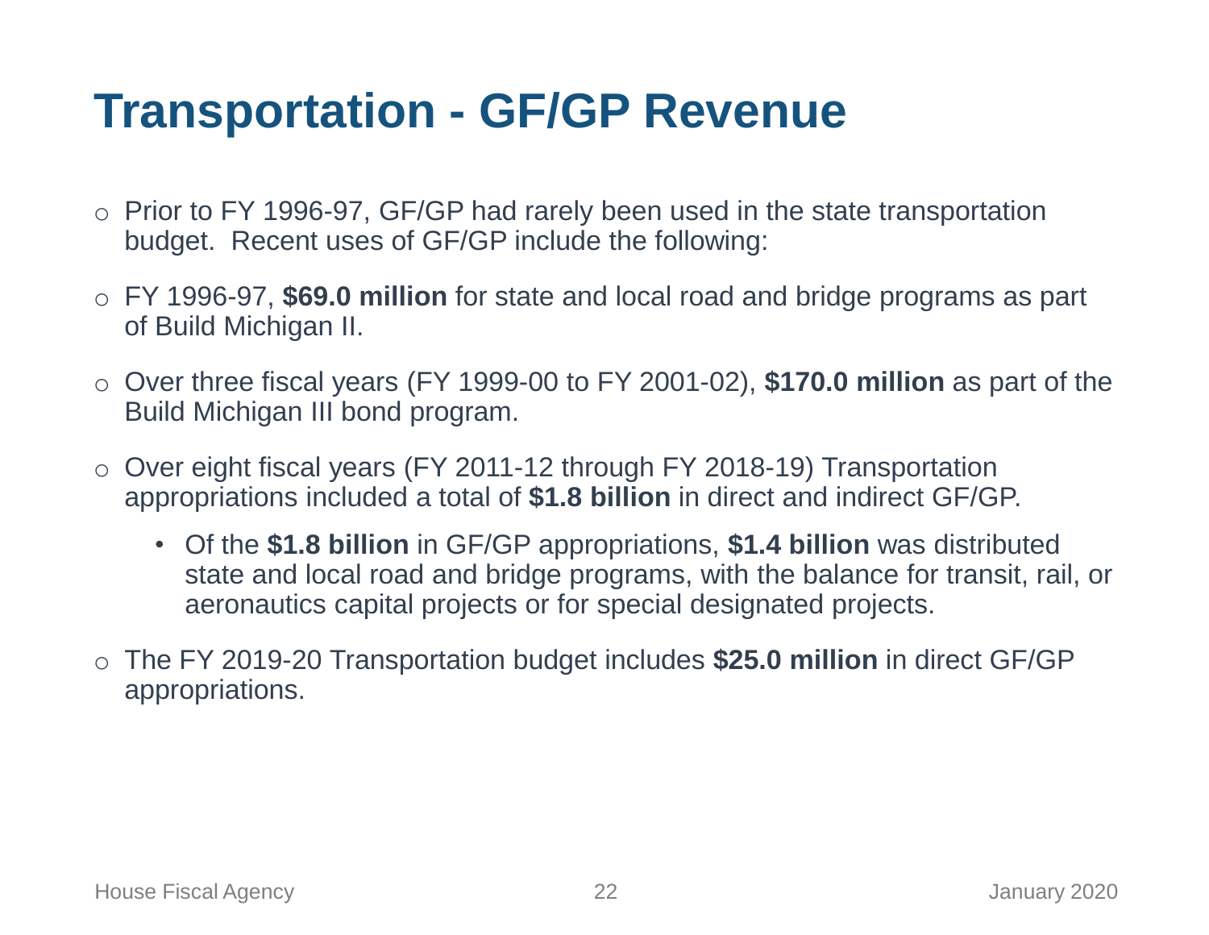# Transportation - GF/GP Revenue

- Prior to FY 1996-97, GF/GP had rarely been used in the state transportation budget. Recent uses of GF/GP include the following:
- FY 1996-97, **$69.0 million** for state and local road and bridge programs as part of Build Michigan II.
- Over three fiscal years (FY 1999-00 to FY 2001-02), **$170.0 million** as part of the Build Michigan III bond program.
- Over eight fiscal years (FY 2011-12 through FY 2018-19) Transportation appropriations included a total of **$1.8 billion** in direct and indirect GF/GP.
  - Of the **$1.8 billion** in GF/GP appropriations, **$1.4 billion** was distributed state and local road and bridge programs, with the balance for transit, rail, or aeronautics capital projects or for special designated projects.
- The FY 2019-20 Transportation budget includes **$25.0 million** in direct GF/GP appropriations.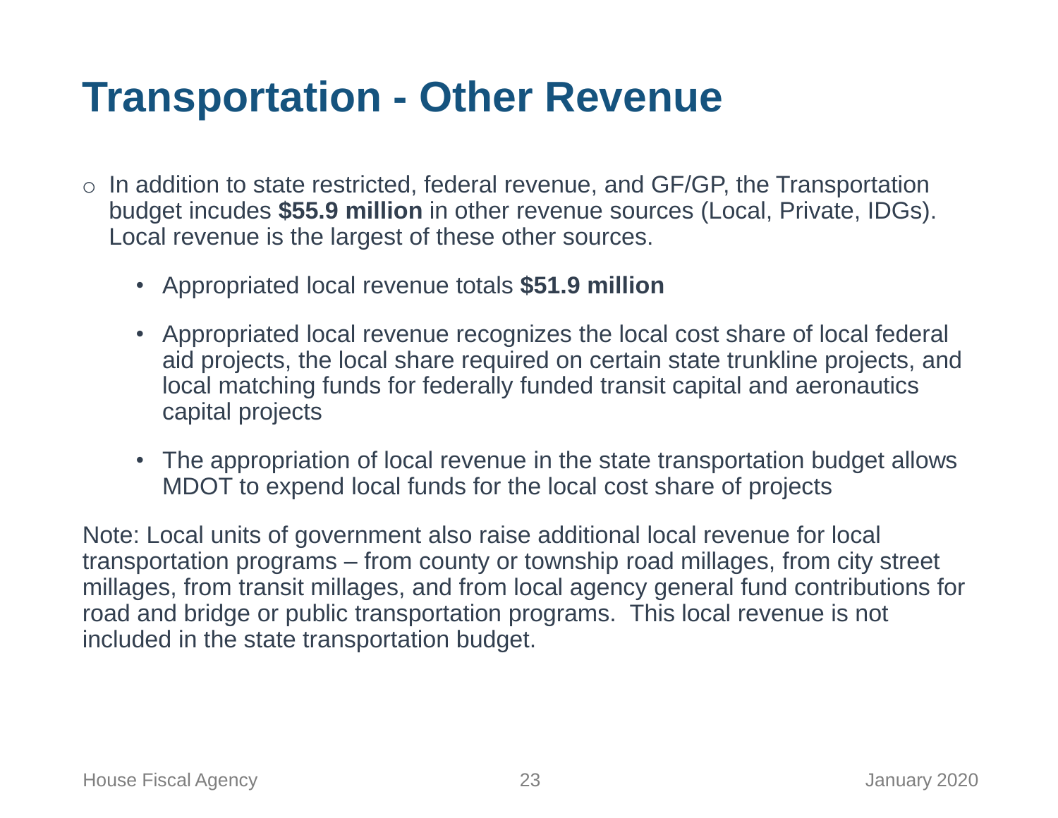# Transportation - Other Revenue

- In addition to state restricted, federal revenue, and GF/GP, the Transportation budget incudes **$55.9 million** in other revenue sources (Local, Private, IDGs). Local revenue is the largest of these other sources.
  - Appropriated local revenue totals **$51.9 million**
  - Appropriated local revenue recognizes the local cost share of local federal aid projects, the local share required on certain state trunkline projects, and local matching funds for federally funded transit capital and aeronautics capital projects
  - The appropriation of local revenue in the state transportation budget allows MDOT to expend local funds for the local cost share of projects

Note: Local units of government also raise additional local revenue for local transportation programs – from county or township road millages, from city street millages, from transit millages, and from local agency general fund contributions for road and bridge or public transportation programs. This local revenue is not included in the state transportation budget.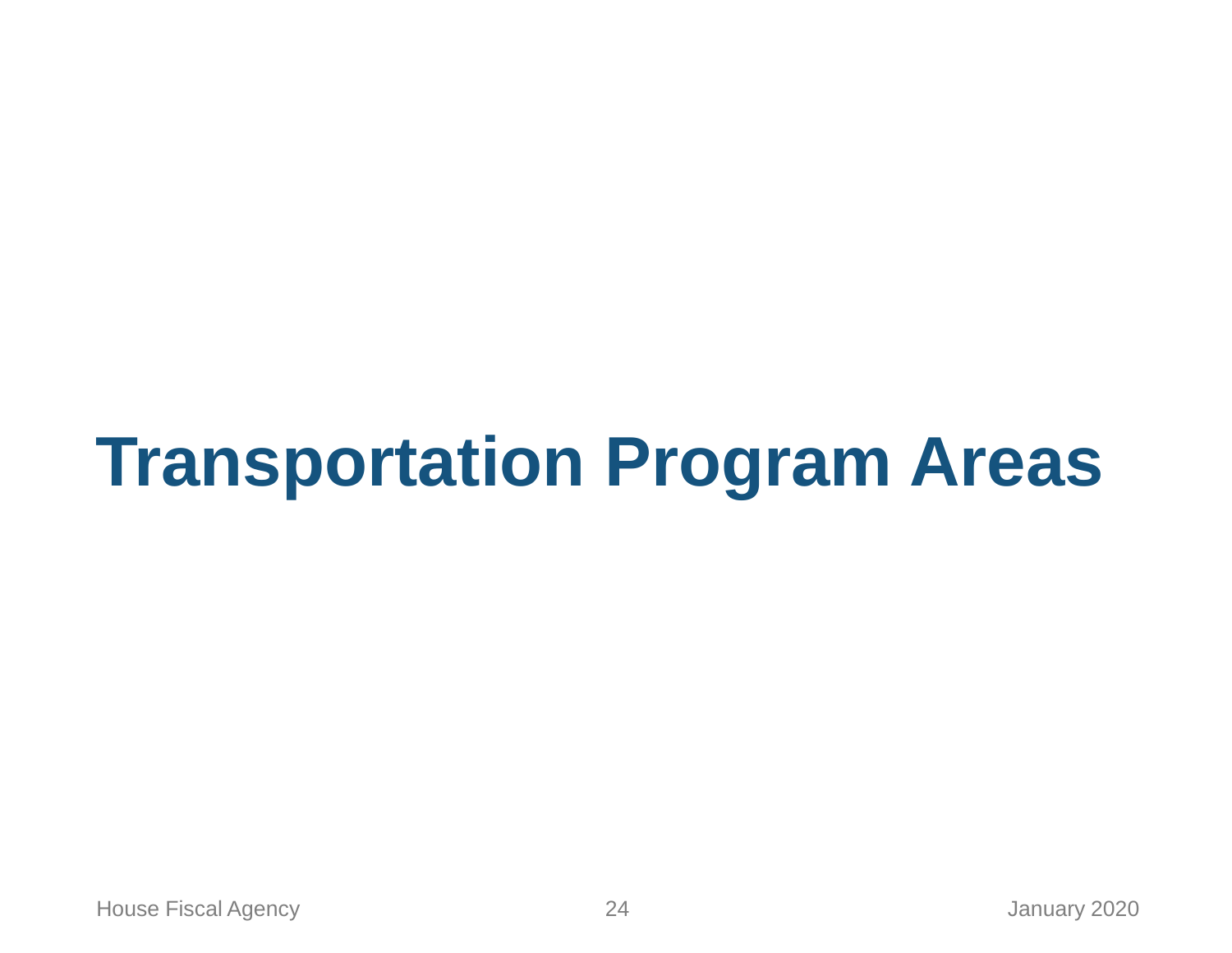# Transportation Program Areas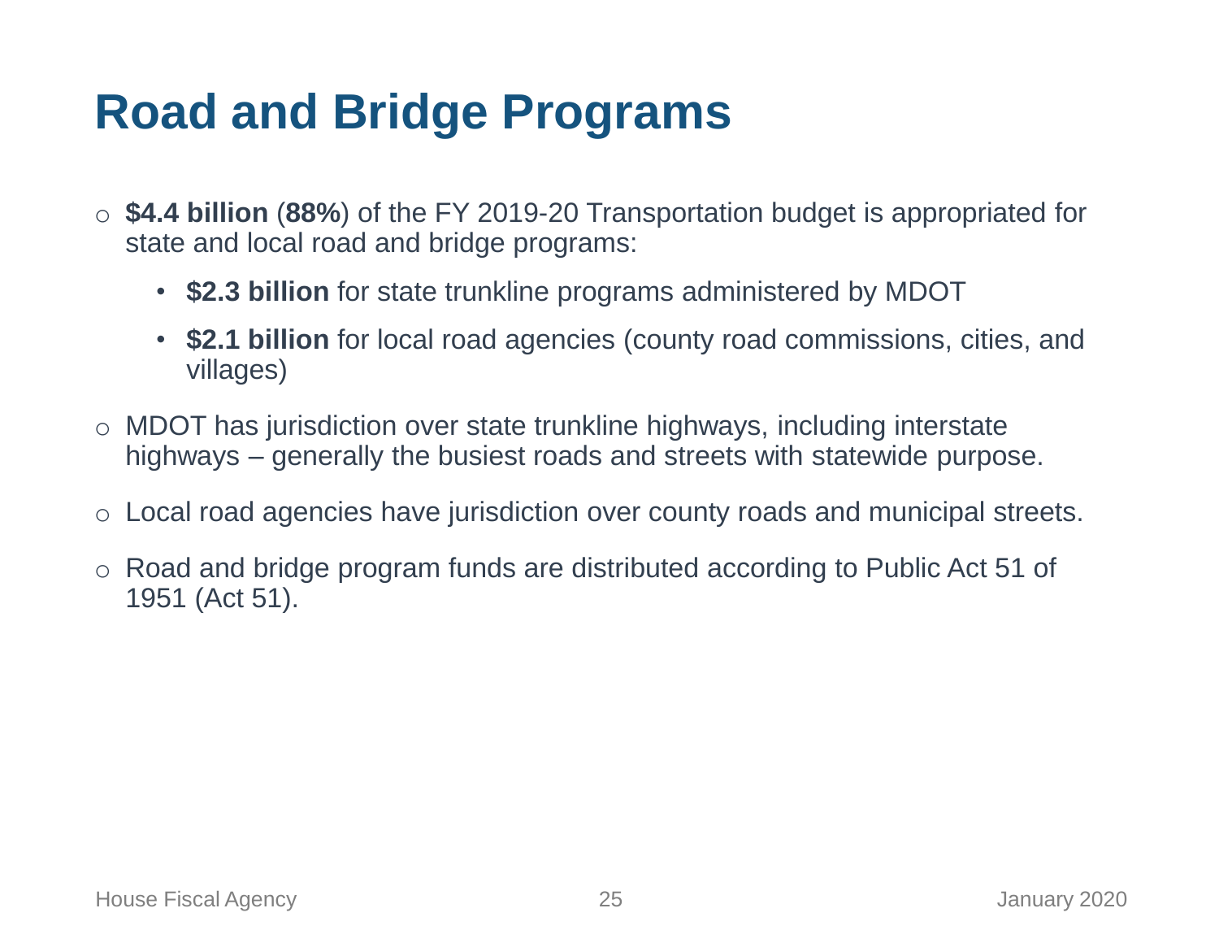# Road and Bridge Programs

- **$4.4 billion** (**88%**) of the FY 2019-20 Transportation budget is appropriated for state and local road and bridge programs:
  - **$2.3 billion** for state trunkline programs administered by MDOT
  - **$2.1 billion** for local road agencies (county road commissions, cities, and villages)
- MDOT has jurisdiction over state trunkline highways, including interstate highways – generally the busiest roads and streets with statewide purpose.
- Local road agencies have jurisdiction over county roads and municipal streets.
- Road and bridge program funds are distributed according to Public Act 51 of 1951 (Act 51).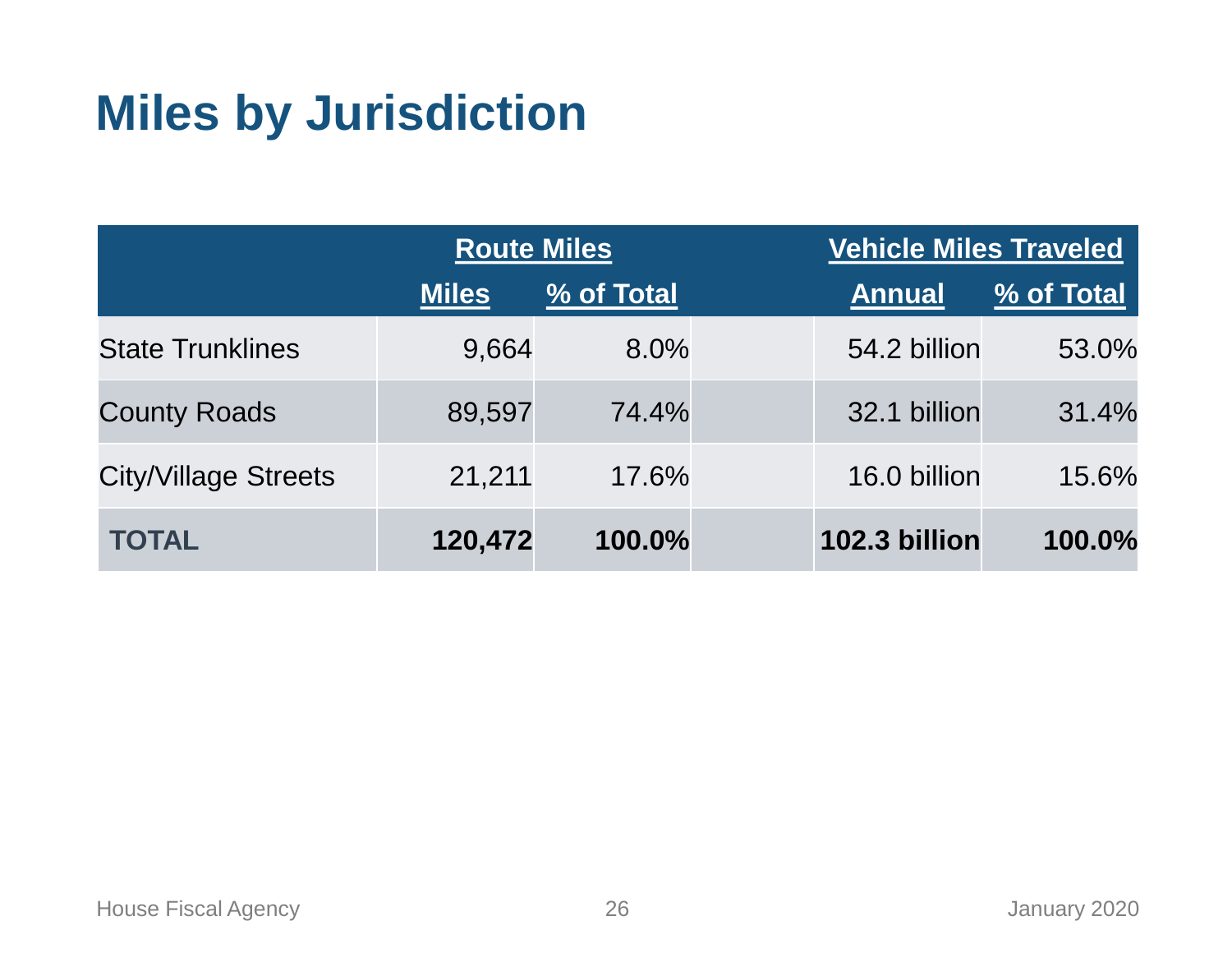# Miles by Jurisdiction

| | Route Miles | | | Vehicle Miles Traveled | |
|---|---|---|---|---|---|
| | Miles | % of Total | | Annual | % of Total |
| State Trunklines | 9,664 | 8.0% | | 54.2 billion | 53.0% |
| County Roads | 89,597 | 74.4% | | 32.1 billion | 31.4% |
| City/Village Streets | 21,211 | 17.6% | | 16.0 billion | 15.6% |
| **TOTAL** | **120,472** | **100.0%** | | **102.3 billion** | **100.0%** |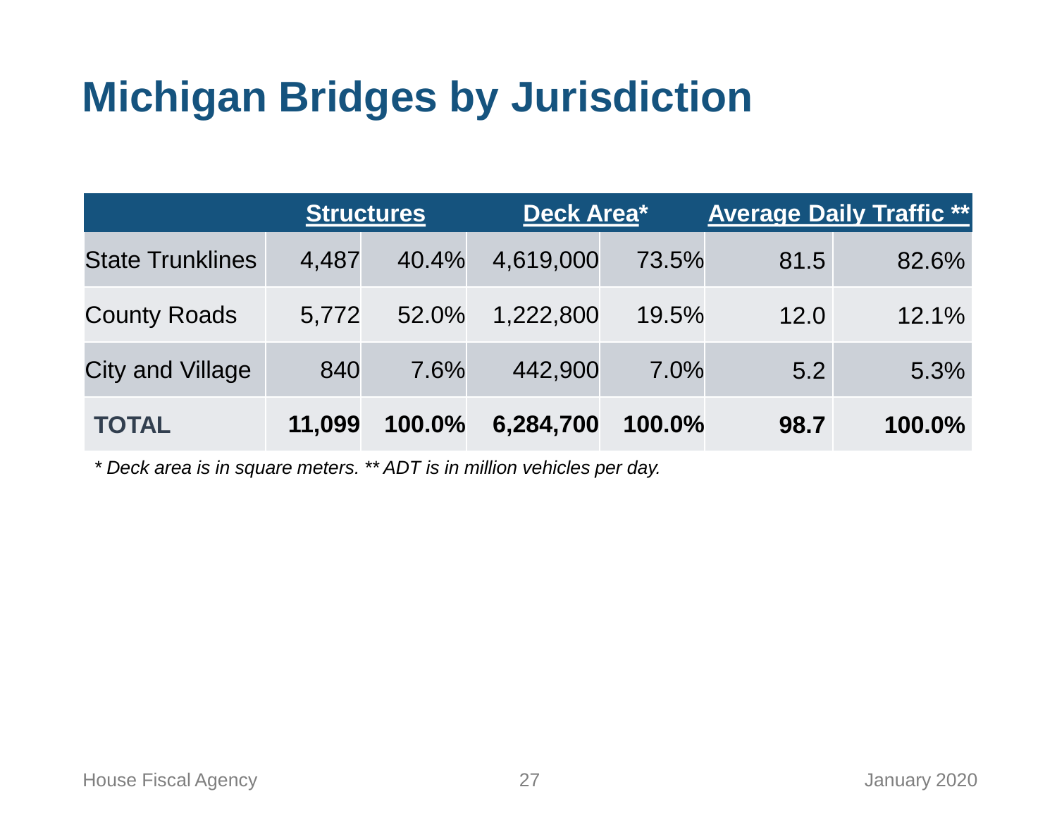# Michigan Bridges by Jurisdiction

| | Structures | | Deck Area* | | Average Daily Traffic ** | |
|---|---|---|---|---|---|---|
| State Trunklines | 4,487 | 40.4% | 4,619,000 | 73.5% | 81.5 | 82.6% |
| County Roads | 5,772 | 52.0% | 1,222,800 | 19.5% | 12.0 | 12.1% |
| City and Village | 840 | 7.6% | 442,900 | 7.0% | 5.2 | 5.3% |
| **TOTAL** | **11,099** | **100.0%** | **6,284,700** | **100.0%** | **98.7** | **100.0%** |

*\* Deck area is in square meters. \*\* ADT is in million vehicles per day.*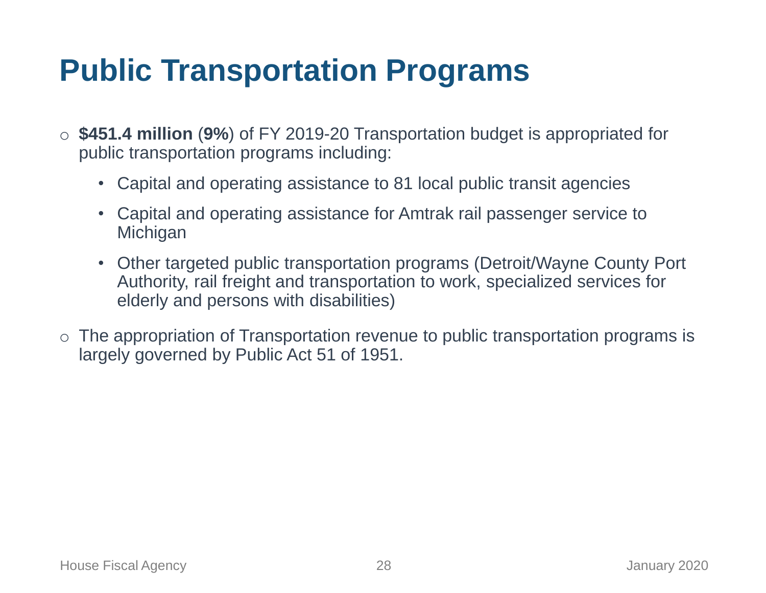# Public Transportation Programs

- **$451.4 million** (**9%**) of FY 2019-20 Transportation budget is appropriated for public transportation programs including:
  - Capital and operating assistance to 81 local public transit agencies
  - Capital and operating assistance for Amtrak rail passenger service to Michigan
  - Other targeted public transportation programs (Detroit/Wayne County Port Authority, rail freight and transportation to work, specialized services for elderly and persons with disabilities)
- The appropriation of Transportation revenue to public transportation programs is largely governed by Public Act 51 of 1951.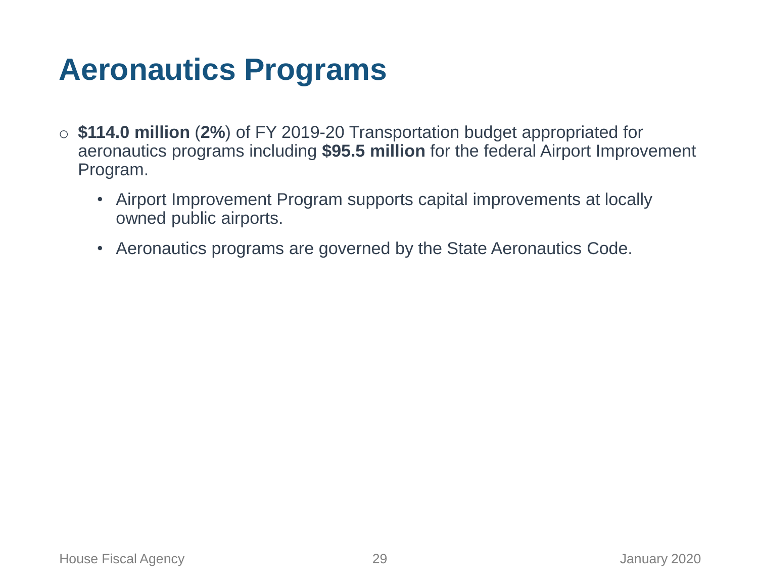# Aeronautics Programs

- **$114.0 million** (**2%**) of FY 2019-20 Transportation budget appropriated for aeronautics programs including **$95.5 million** for the federal Airport Improvement Program.
  - Airport Improvement Program supports capital improvements at locally owned public airports.
  - Aeronautics programs are governed by the State Aeronautics Code.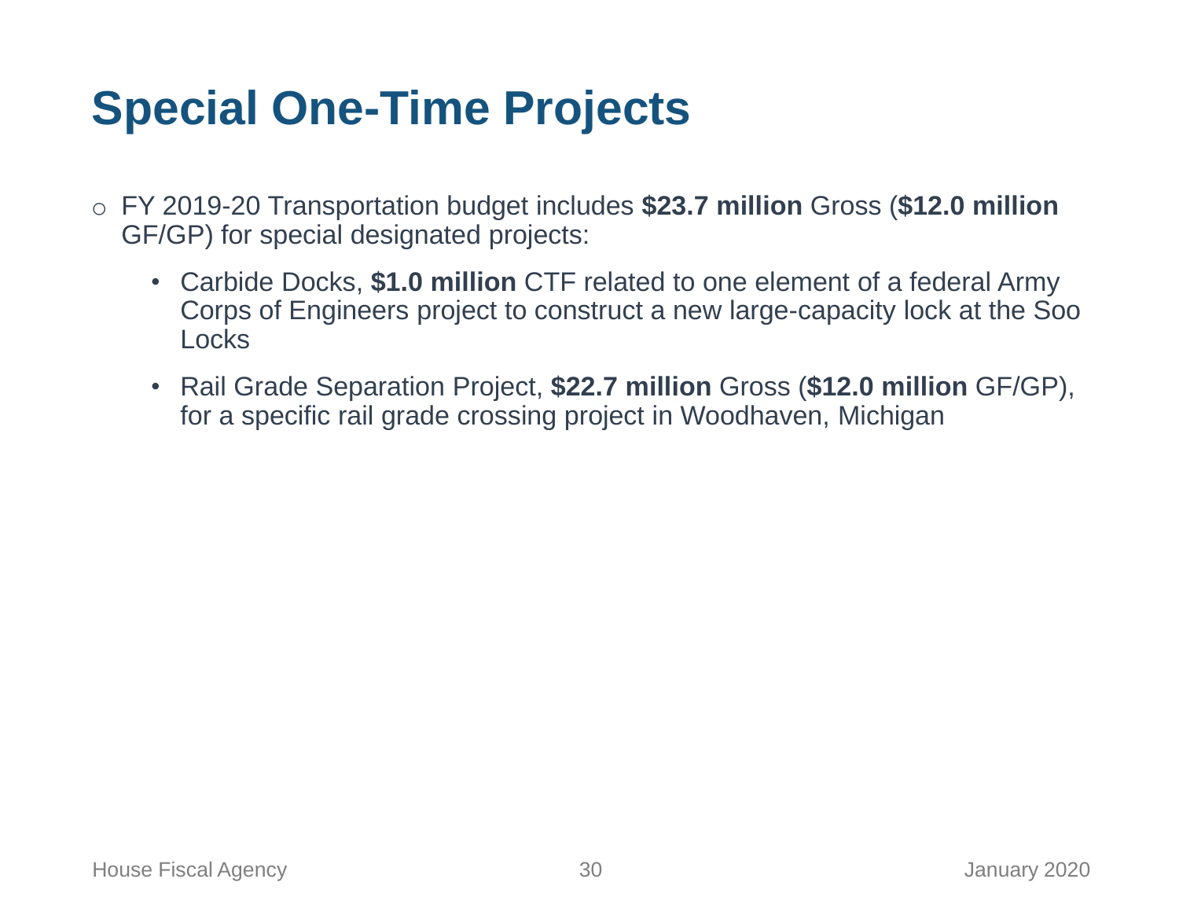# Special One-Time Projects

- FY 2019-20 Transportation budget includes **$23.7 million** Gross (**$12.0 million** GF/GP) for special designated projects:
  - Carbide Docks, **$1.0 million** CTF related to one element of a federal Army Corps of Engineers project to construct a new large-capacity lock at the Soo Locks
  - Rail Grade Separation Project, **$22.7 million** Gross (**$12.0 million** GF/GP), for a specific rail grade crossing project in Woodhaven, Michigan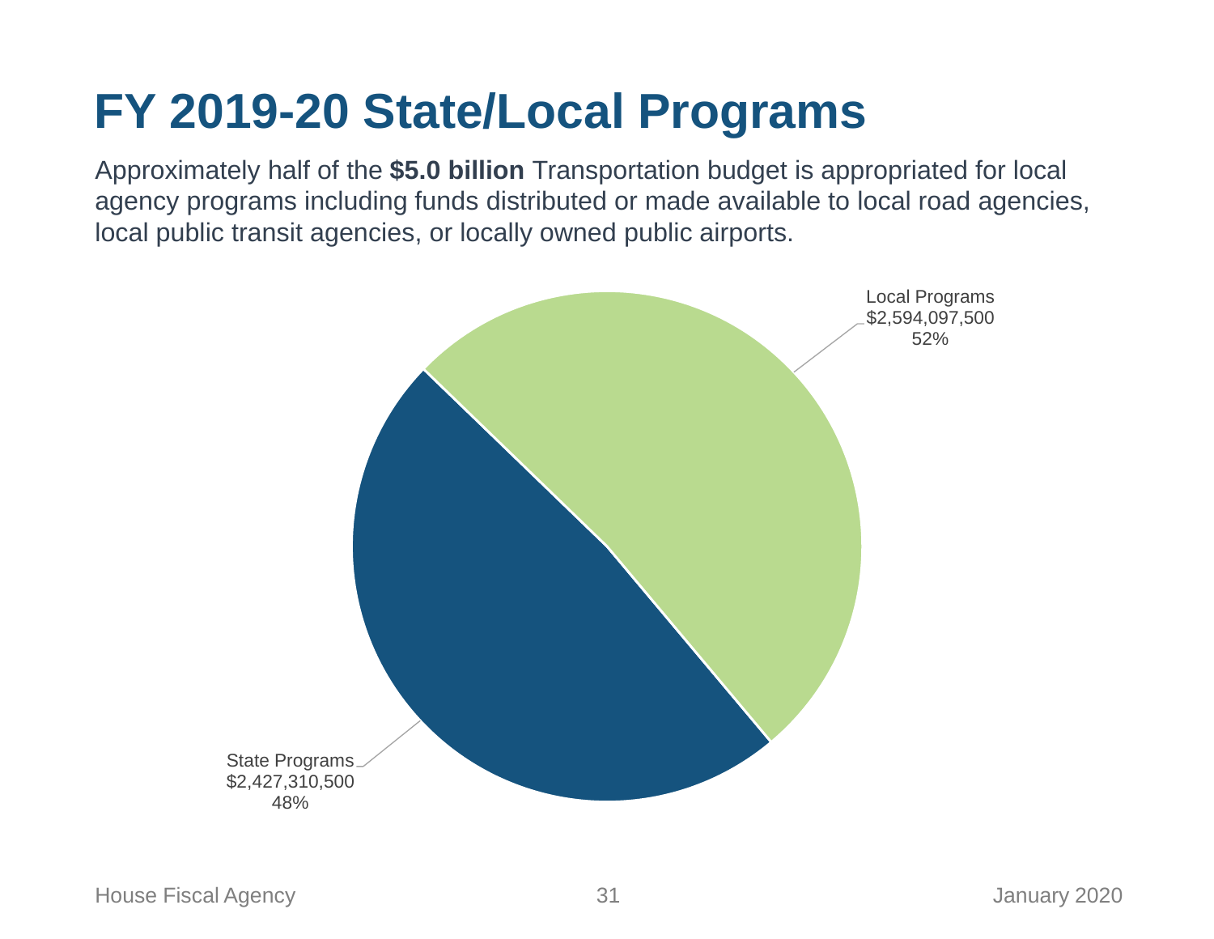# FY 2019-20 State/Local Programs

Approximately half of the **$5.0 billion** Transportation budget is appropriated for local agency programs including funds distributed or made available to local road agencies, local public transit agencies, or locally owned public airports.

Local Programs
$2,594,097,500
52%

State Programs
$2,427,310,500
48%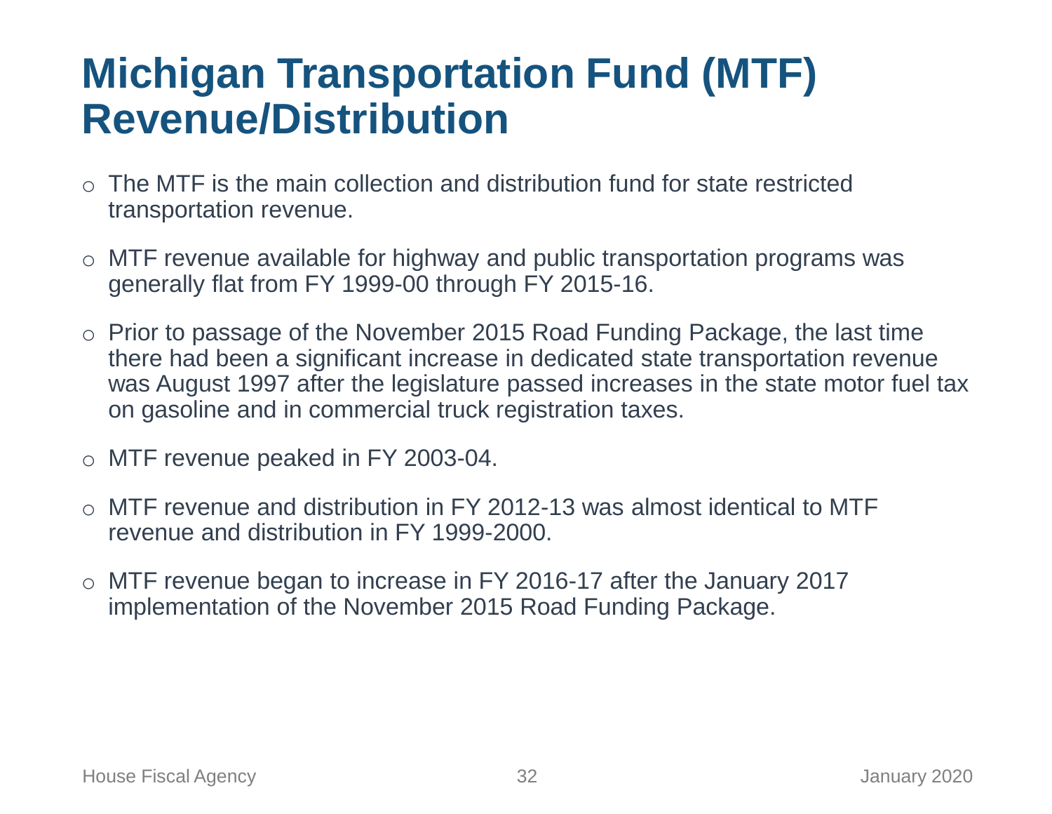# Michigan Transportation Fund (MTF) Revenue/Distribution

- The MTF is the main collection and distribution fund for state restricted transportation revenue.
- MTF revenue available for highway and public transportation programs was generally flat from FY 1999-00 through FY 2015-16.
- Prior to passage of the November 2015 Road Funding Package, the last time there had been a significant increase in dedicated state transportation revenue was August 1997 after the legislature passed increases in the state motor fuel tax on gasoline and in commercial truck registration taxes.
- MTF revenue peaked in FY 2003-04.
- MTF revenue and distribution in FY 2012-13 was almost identical to MTF revenue and distribution in FY 1999-2000.
- MTF revenue began to increase in FY 2016-17 after the January 2017 implementation of the November 2015 Road Funding Package.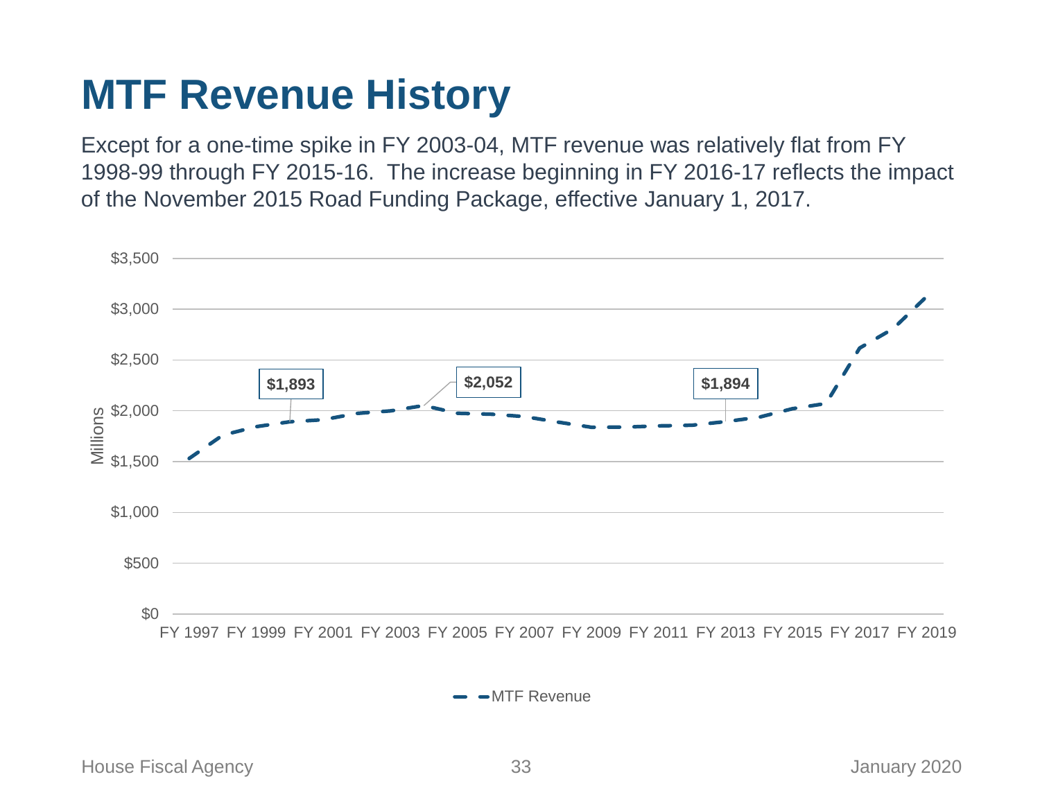# MTF Revenue History

Except for a one-time spike in FY 2003-04, MTF revenue was relatively flat from FY 1998-99 through FY 2015-16. The increase beginning in FY 2016-17 reflects the impact of the November 2015 Road Funding Package, effective January 1, 2017.

Millions

$3,500
$3,000
$2,500
$2,000
$1,500
$1,000
$500
$0

FY 1997 FY 1999 FY 2001 FY 2003 FY 2005 FY 2007 FY 2009 FY 2011 FY 2013 FY 2015 FY 2017 FY 2019

$1,893
$2,052
$1,894

MTF Revenue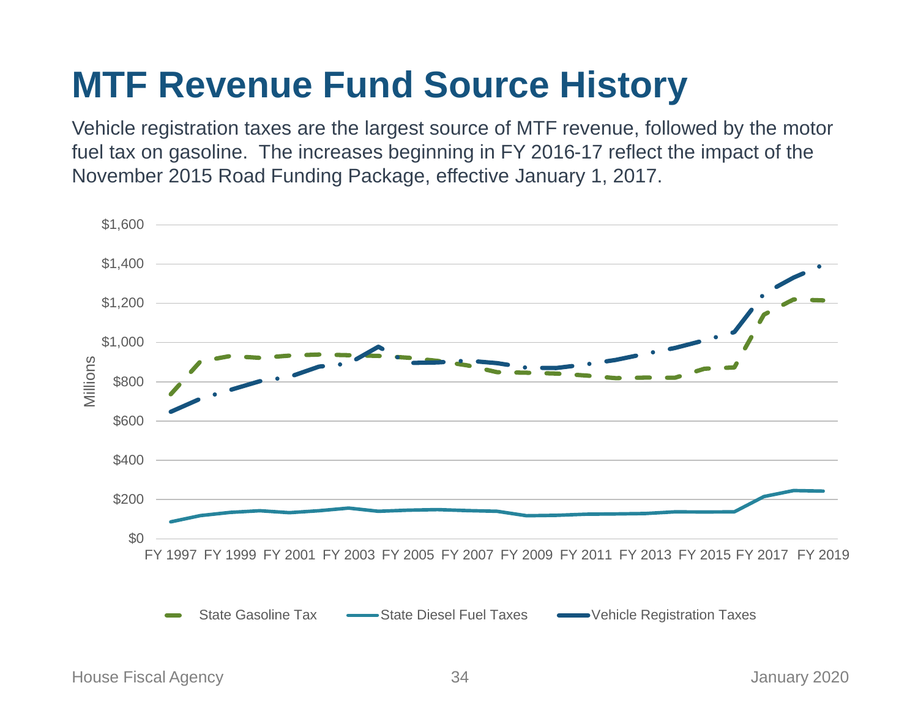# MTF Revenue Fund Source History

Vehicle registration taxes are the largest source of MTF revenue, followed by the motor fuel tax on gasoline. The increases beginning in FY 2016-17 reflect the impact of the November 2015 Road Funding Package, effective January 1, 2017.

Millions

$1,600
$1,400
$1,200
$1,000
$800
$600
$400
$200
$0

FY 1997 FY 1999 FY 2001 FY 2003 FY 2005 FY 2007 FY 2009 FY 2011 FY 2013 FY 2015 FY 2017 FY 2019

State Gasoline Tax — State Diesel Fuel Taxes — Vehicle Registration Taxes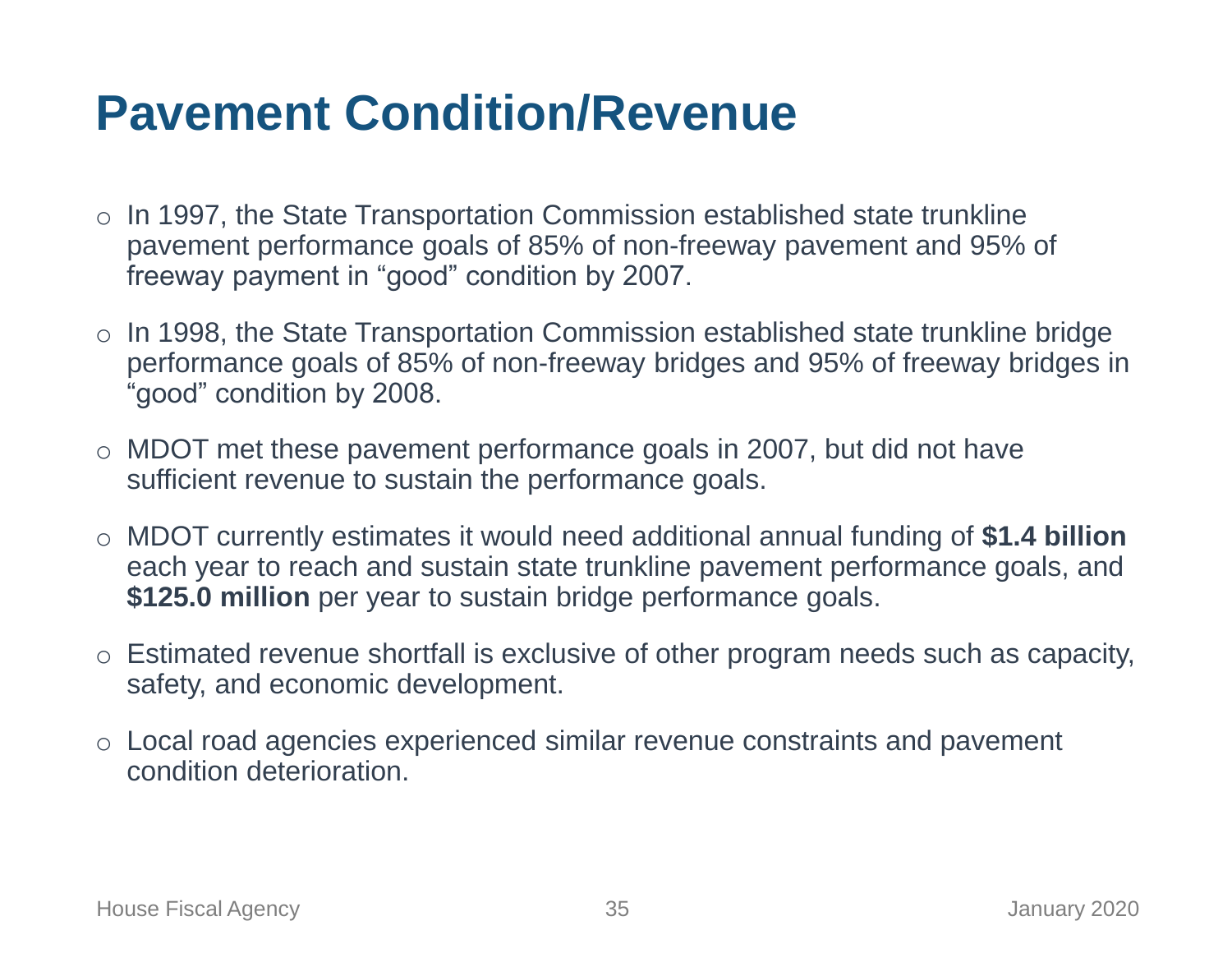# Pavement Condition/Revenue

- In 1997, the State Transportation Commission established state trunkline pavement performance goals of 85% of non-freeway pavement and 95% of freeway payment in "good" condition by 2007.
- In 1998, the State Transportation Commission established state trunkline bridge performance goals of 85% of non-freeway bridges and 95% of freeway bridges in "good" condition by 2008.
- MDOT met these pavement performance goals in 2007, but did not have sufficient revenue to sustain the performance goals.
- MDOT currently estimates it would need additional annual funding of **$1.4 billion** each year to reach and sustain state trunkline pavement performance goals, and **$125.0 million** per year to sustain bridge performance goals.
- Estimated revenue shortfall is exclusive of other program needs such as capacity, safety, and economic development.
- Local road agencies experienced similar revenue constraints and pavement condition deterioration.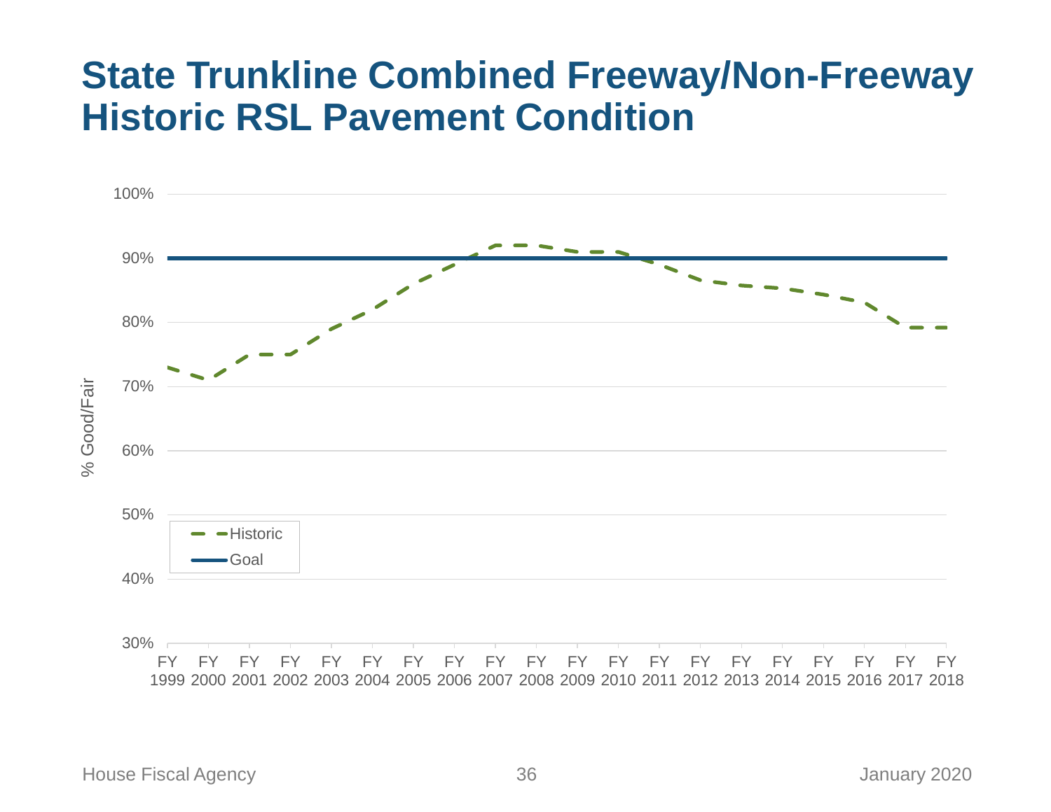# State Trunkline Combined Freeway/Non-Freeway Historic RSL Pavement Condition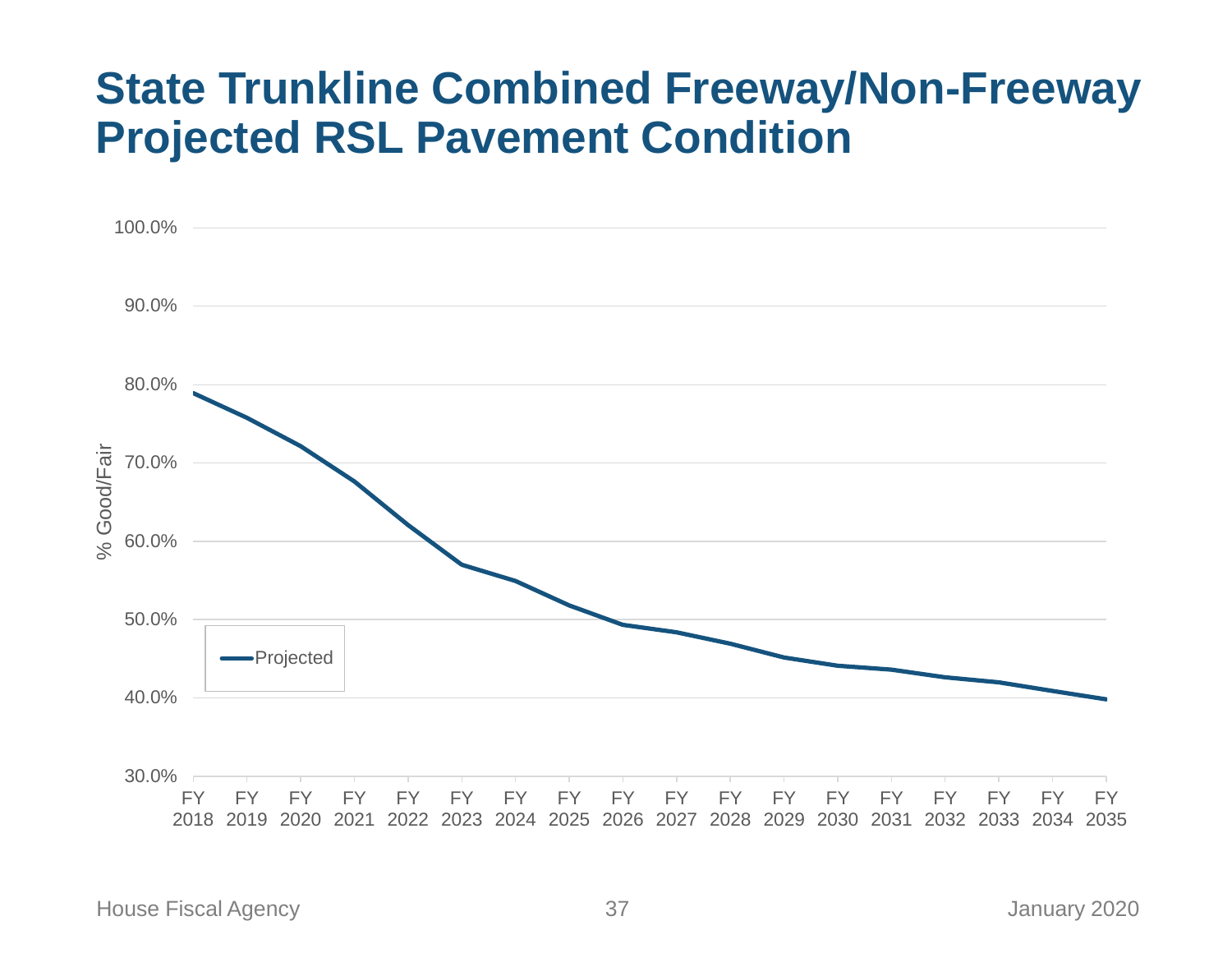# State Trunkline Combined Freeway/Non-Freeway Projected RSL Pavement Condition

% Good/Fair

100.0%
90.0%
80.0%
70.0%
60.0%
50.0%
40.0%
30.0%

Projected

FY 2018 FY 2019 FY 2020 FY 2021 FY 2022 FY 2023 FY 2024 FY 2025 FY 2026 FY 2027 FY 2028 FY 2029 FY 2030 FY 2031 FY 2032 FY 2033 FY 2034 FY 2035

House Fiscal Agency

January 2020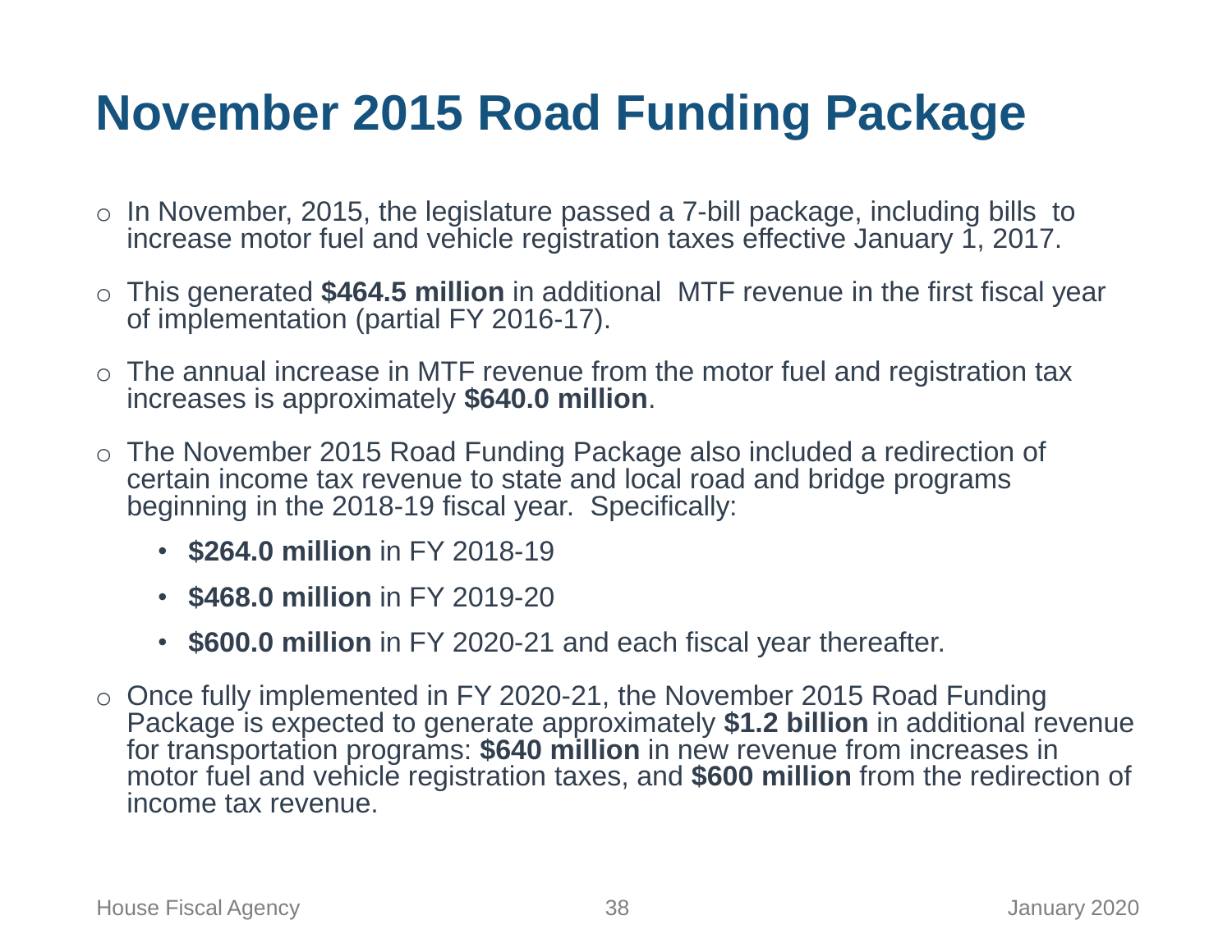# November 2015 Road Funding Package

- In November, 2015, the legislature passed a 7-bill package, including bills to increase motor fuel and vehicle registration taxes effective January 1, 2017.
- This generated **$464.5 million** in additional MTF revenue in the first fiscal year of implementation (partial FY 2016-17).
- The annual increase in MTF revenue from the motor fuel and registration tax increases is approximately **$640.0 million**.
- The November 2015 Road Funding Package also included a redirection of certain income tax revenue to state and local road and bridge programs beginning in the 2018-19 fiscal year. Specifically:
  - **$264.0 million** in FY 2018-19
  - **$468.0 million** in FY 2019-20
  - **$600.0 million** in FY 2020-21 and each fiscal year thereafter.
- Once fully implemented in FY 2020-21, the November 2015 Road Funding Package is expected to generate approximately **$1.2 billion** in additional revenue for transportation programs: **$640 million** in new revenue from increases in motor fuel and vehicle registration taxes, and **$600 million** from the redirection of income tax revenue.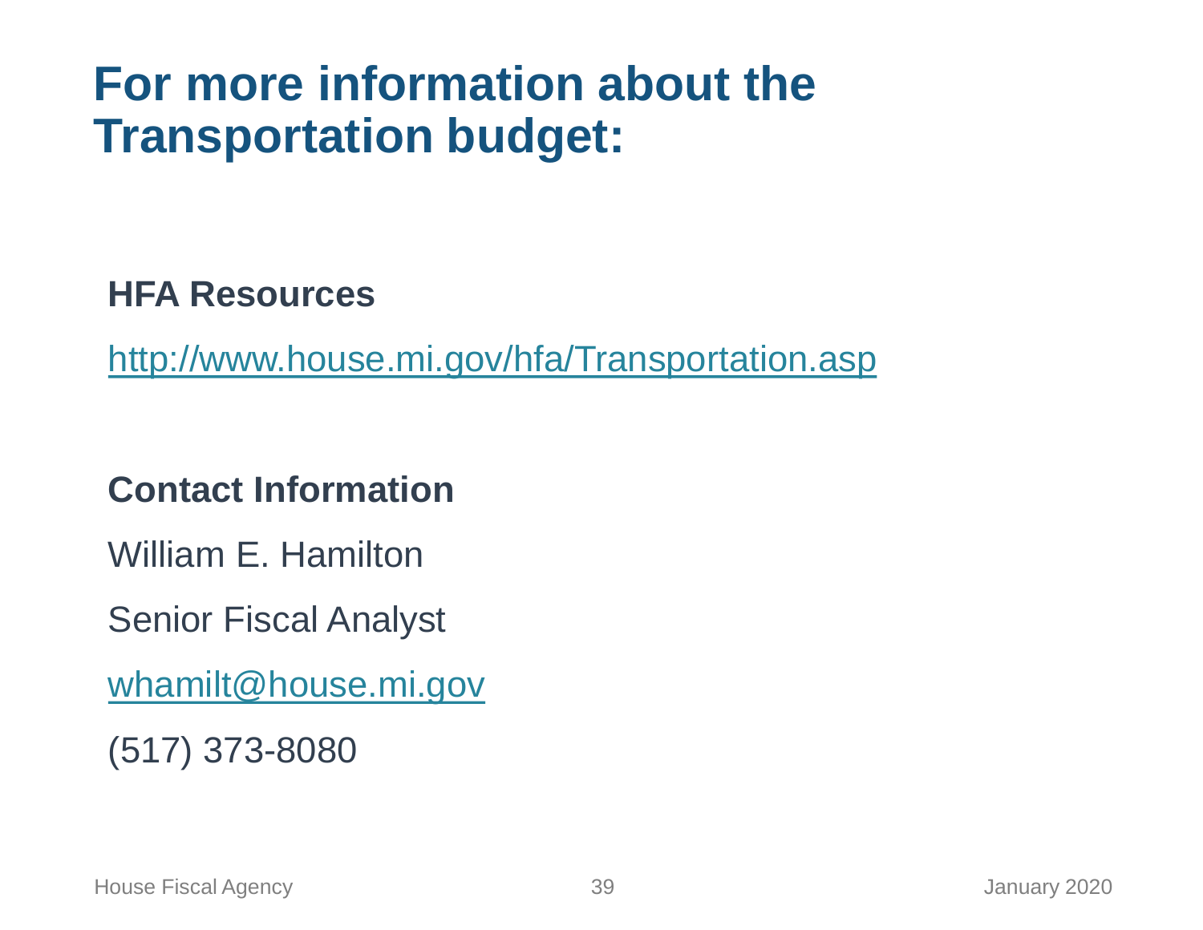# For more information about the Transportation budget:

**HFA Resources**

http://www.house.mi.gov/hfa/Transportation.asp

**Contact Information**

William E. Hamilton

Senior Fiscal Analyst

whamilt@house.mi.gov

(517) 373-8080